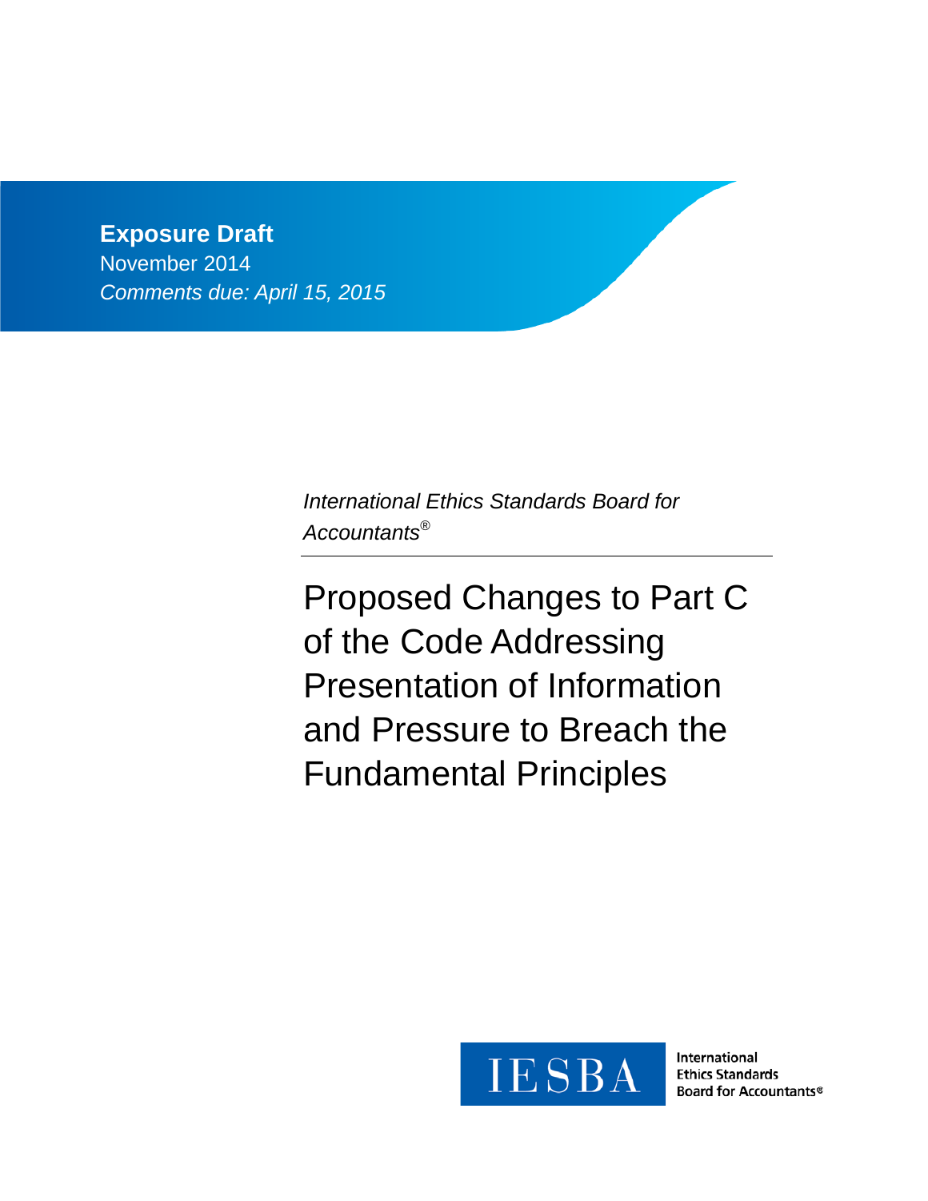**Exposure Draft**

November 2014

*Comments due: April 15, 2015*

*International Ethics Standards Board for Accountants®*

# Proposed Changes to Part C of the Code Addressing Presentation of Information and Pressure to Breach the Fundamental Principles

IESBA

International Ethics Standards Board for Accountants®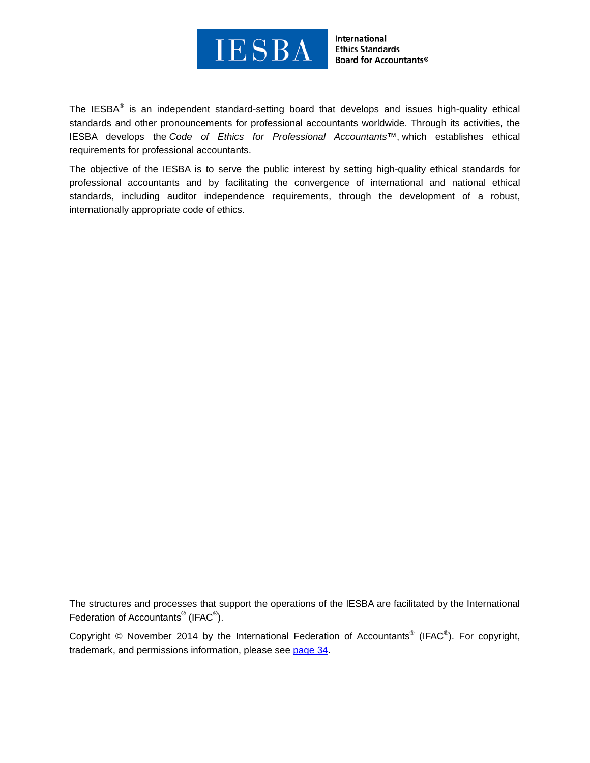The IESBA® is an independent standard-setting board that develops and issues high-quality ethical standards and other pronouncements for professional accountants worldwide. Through its activities, the IESBA develops the *Code of Ethics for Professional Accountants*™, which establishes ethical requirements for professional accountants.

The objective of the IESBA is to serve the public interest by setting high-quality ethical standards for professional accountants and by facilitating the convergence of international and national ethical standards, including auditor independence requirements, through the development of a robust, internationally appropriate code of ethics.

The structures and processes that support the operations of the IESBA are facilitated by the International Federation of Accountants® (IFAC®).

Copyright © November 2014 by the International Federation of Accountants® (IFAC®). For copyright, trademark, and permissions information, please see page 34.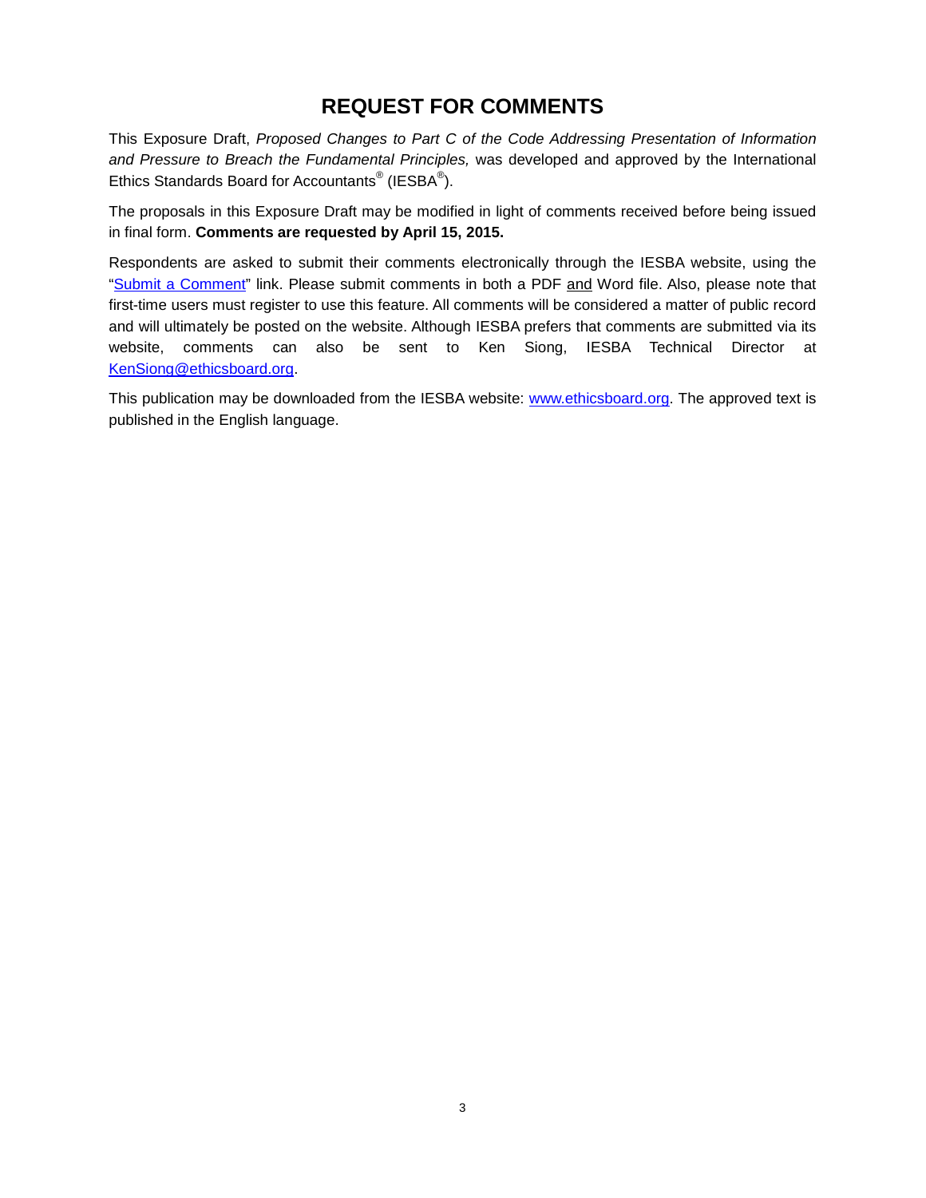# REQUEST FOR COMMENTS

This Exposure Draft, *Proposed Changes to Part C of the Code Addressing Presentation of Information and Pressure to Breach the Fundamental Principles,* was developed and approved by the International Ethics Standards Board for Accountants® (IESBA®).

The proposals in this Exposure Draft may be modified in light of comments received before being issued in final form. **Comments are requested by April 15, 2015.**

Respondents are asked to submit their comments electronically through the IESBA website, using the "[Submit a Comment](#)" link. Please submit comments in both a PDF and Word file. Also, please note that first-time users must register to use this feature. All comments will be considered a matter of public record and will ultimately be posted on the website. Although IESBA prefers that comments are submitted via its website, comments can also be sent to Ken Siong, IESBA Technical Director at [KenSiong@ethicsboard.org](mailto:KenSiong@ethicsboard.org).

This publication may be downloaded from the IESBA website: [www.ethicsboard.org](http://www.ethicsboard.org). The approved text is published in the English language.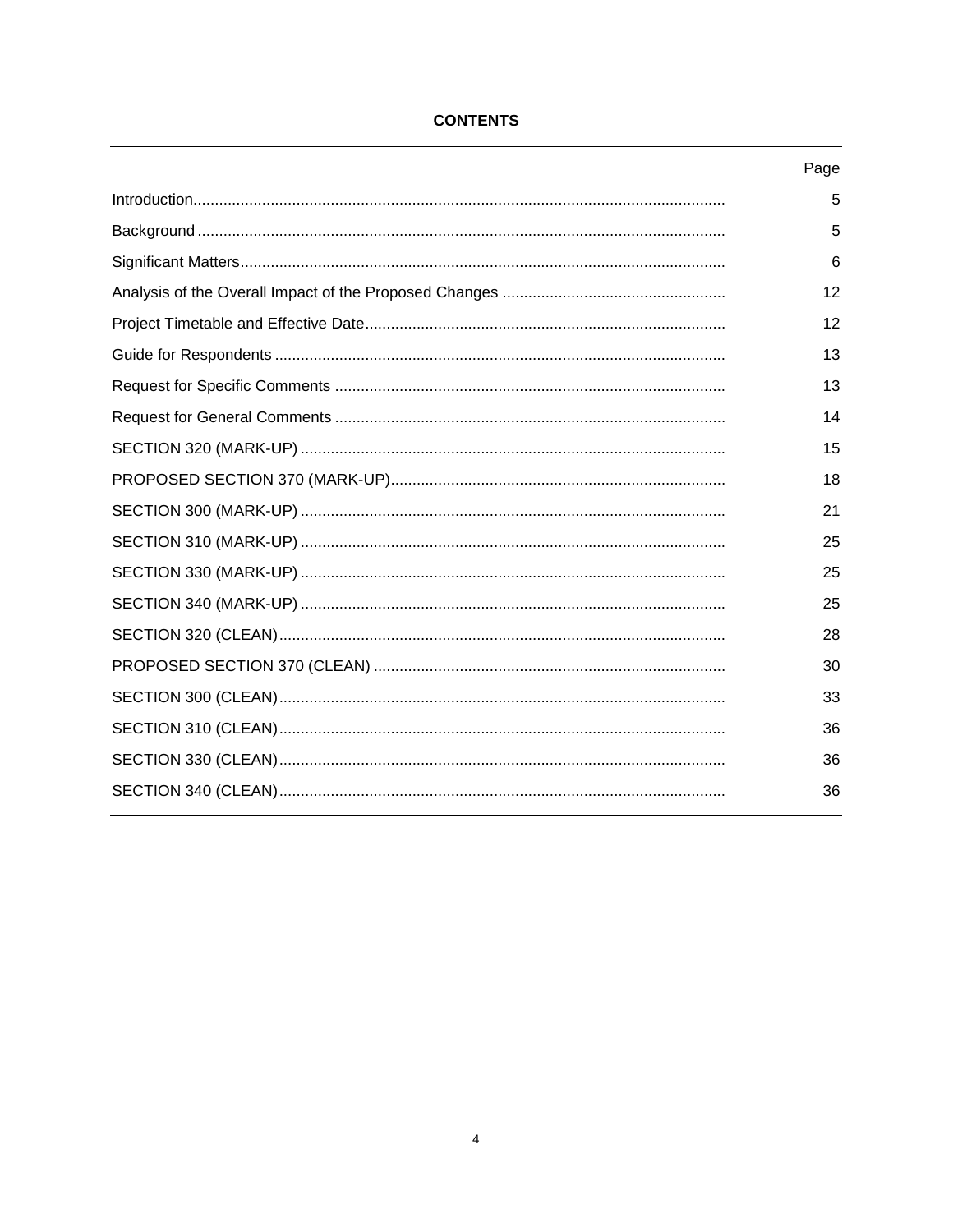**CONTENTS**

| | Page |
|---|---|
| Introduction | 5 |
| Background | 5 |
| Significant Matters | 6 |
| Analysis of the Overall Impact of the Proposed Changes | 12 |
| Project Timetable and Effective Date | 12 |
| Guide for Respondents | 13 |
| Request for Specific Comments | 13 |
| Request for General Comments | 14 |
| SECTION 320 (MARK-UP) | 15 |
| PROPOSED SECTION 370 (MARK-UP) | 18 |
| SECTION 300 (MARK-UP) | 21 |
| SECTION 310 (MARK-UP) | 25 |
| SECTION 330 (MARK-UP) | 25 |
| SECTION 340 (MARK-UP) | 25 |
| SECTION 320 (CLEAN) | 28 |
| PROPOSED SECTION 370 (CLEAN) | 30 |
| SECTION 300 (CLEAN) | 33 |
| SECTION 310 (CLEAN) | 36 |
| SECTION 330 (CLEAN) | 36 |
| SECTION 340 (CLEAN) | 36 |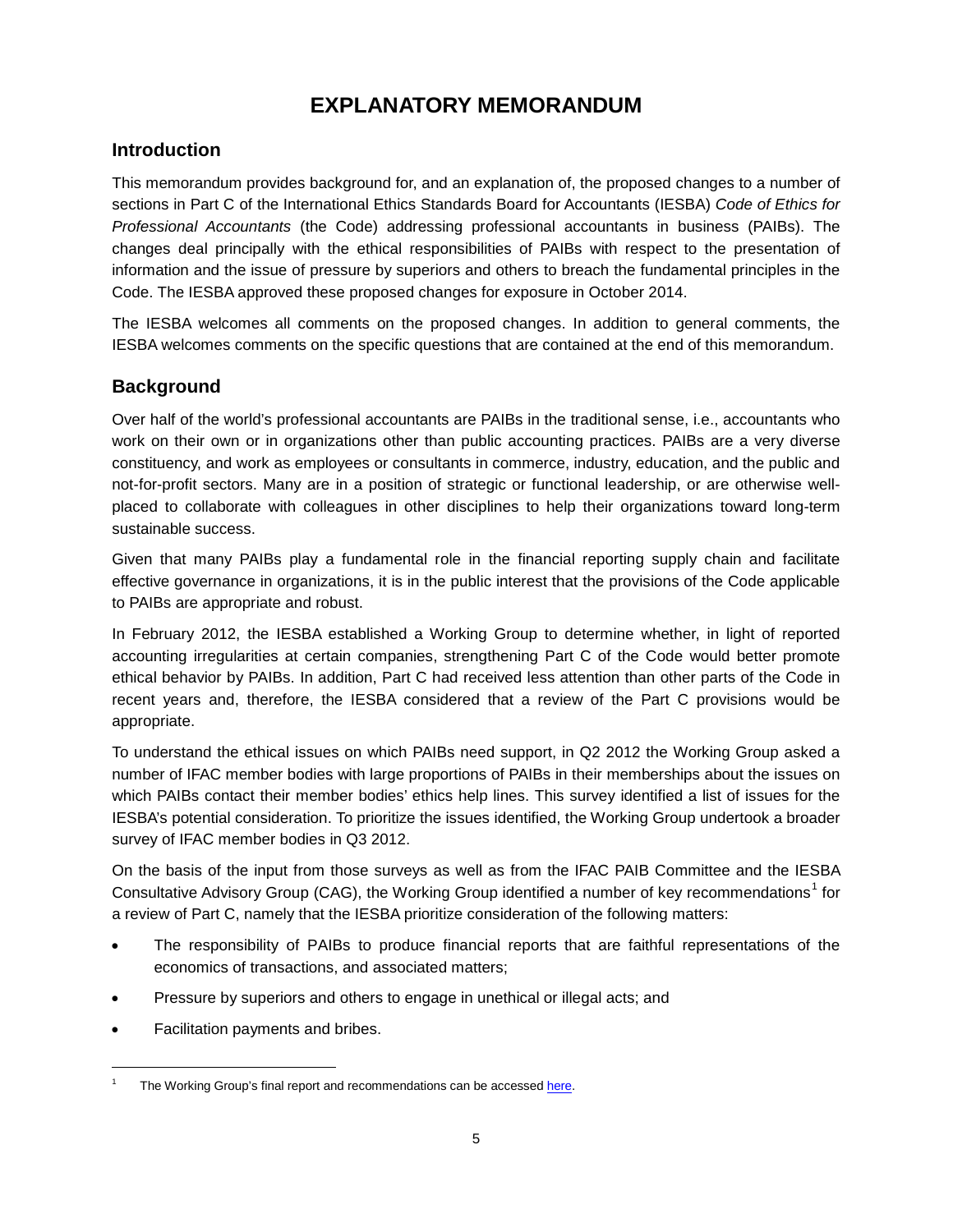# EXPLANATORY MEMORANDUM

## Introduction

This memorandum provides background for, and an explanation of, the proposed changes to a number of sections in Part C of the International Ethics Standards Board for Accountants (IESBA) *Code of Ethics for Professional Accountants* (the Code) addressing professional accountants in business (PAIBs). The changes deal principally with the ethical responsibilities of PAIBs with respect to the presentation of information and the issue of pressure by superiors and others to breach the fundamental principles in the Code. The IESBA approved these proposed changes for exposure in October 2014.

The IESBA welcomes all comments on the proposed changes. In addition to general comments, the IESBA welcomes comments on the specific questions that are contained at the end of this memorandum.

## Background

Over half of the world's professional accountants are PAIBs in the traditional sense, i.e., accountants who work on their own or in organizations other than public accounting practices. PAIBs are a very diverse constituency, and work as employees or consultants in commerce, industry, education, and the public and not-for-profit sectors. Many are in a position of strategic or functional leadership, or are otherwise well-placed to collaborate with colleagues in other disciplines to help their organizations toward long-term sustainable success.

Given that many PAIBs play a fundamental role in the financial reporting supply chain and facilitate effective governance in organizations, it is in the public interest that the provisions of the Code applicable to PAIBs are appropriate and robust.

In February 2012, the IESBA established a Working Group to determine whether, in light of reported accounting irregularities at certain companies, strengthening Part C of the Code would better promote ethical behavior by PAIBs. In addition, Part C had received less attention than other parts of the Code in recent years and, therefore, the IESBA considered that a review of the Part C provisions would be appropriate.

To understand the ethical issues on which PAIBs need support, in Q2 2012 the Working Group asked a number of IFAC member bodies with large proportions of PAIBs in their memberships about the issues on which PAIBs contact their member bodies' ethics help lines. This survey identified a list of issues for the IESBA's potential consideration. To prioritize the issues identified, the Working Group undertook a broader survey of IFAC member bodies in Q3 2012.

On the basis of the input from those surveys as well as from the IFAC PAIB Committee and the IESBA Consultative Advisory Group (CAG), the Working Group identified a number of key recommendations[1] for a review of Part C, namely that the IESBA prioritize consideration of the following matters:

- The responsibility of PAIBs to produce financial reports that are faithful representations of the economics of transactions, and associated matters;
- Pressure by superiors and others to engage in unethical or illegal acts; and
- Facilitation payments and bribes.

[1] The Working Group's final report and recommendations can be accessed here.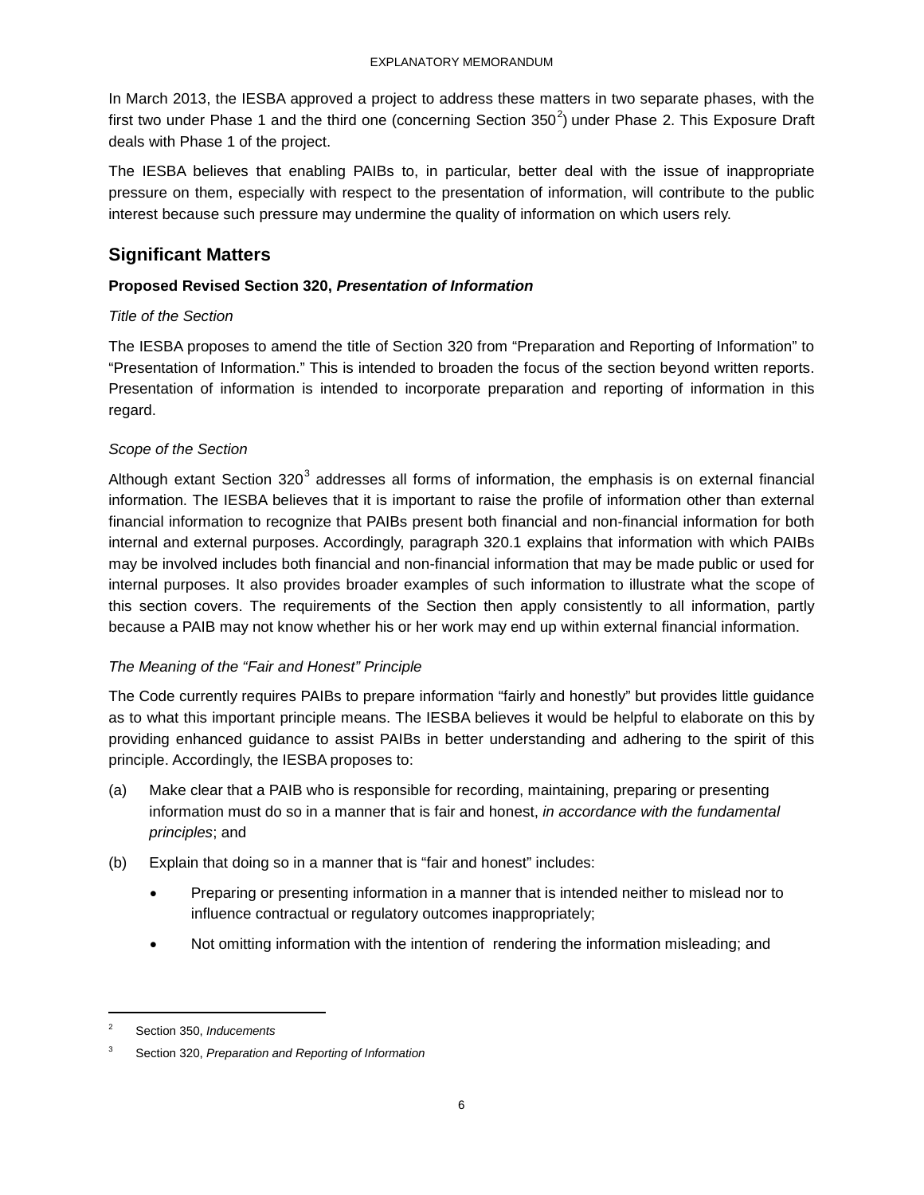In March 2013, the IESBA approved a project to address these matters in two separate phases, with the first two under Phase 1 and the third one (concerning Section 350[2]) under Phase 2. This Exposure Draft deals with Phase 1 of the project.

The IESBA believes that enabling PAIBs to, in particular, better deal with the issue of inappropriate pressure on them, especially with respect to the presentation of information, will contribute to the public interest because such pressure may undermine the quality of information on which users rely.

## Significant Matters

### Proposed Revised Section 320, *Presentation of Information*

*Title of the Section*

The IESBA proposes to amend the title of Section 320 from "Preparation and Reporting of Information" to "Presentation of Information." This is intended to broaden the focus of the section beyond written reports. Presentation of information is intended to incorporate preparation and reporting of information in this regard.

*Scope of the Section*

Although extant Section 320[3] addresses all forms of information, the emphasis is on external financial information. The IESBA believes that it is important to raise the profile of information other than external financial information to recognize that PAIBs present both financial and non-financial information for both internal and external purposes. Accordingly, paragraph 320.1 explains that information with which PAIBs may be involved includes both financial and non-financial information that may be made public or used for internal purposes. It also provides broader examples of such information to illustrate what the scope of this section covers. The requirements of the Section then apply consistently to all information, partly because a PAIB may not know whether his or her work may end up within external financial information.

*The Meaning of the "Fair and Honest" Principle*

The Code currently requires PAIBs to prepare information "fairly and honestly" but provides little guidance as to what this important principle means. The IESBA believes it would be helpful to elaborate on this by providing enhanced guidance to assist PAIBs in better understanding and adhering to the spirit of this principle. Accordingly, the IESBA proposes to:

(a) Make clear that a PAIB who is responsible for recording, maintaining, preparing or presenting information must do so in a manner that is fair and honest, *in accordance with the fundamental principles*; and

(b) Explain that doing so in a manner that is "fair and honest" includes:

- Preparing or presenting information in a manner that is intended neither to mislead nor to influence contractual or regulatory outcomes inappropriately;
- Not omitting information with the intention of rendering the information misleading; and

---

[2] Section 350, *Inducements*

[3] Section 320, *Preparation and Reporting of Information*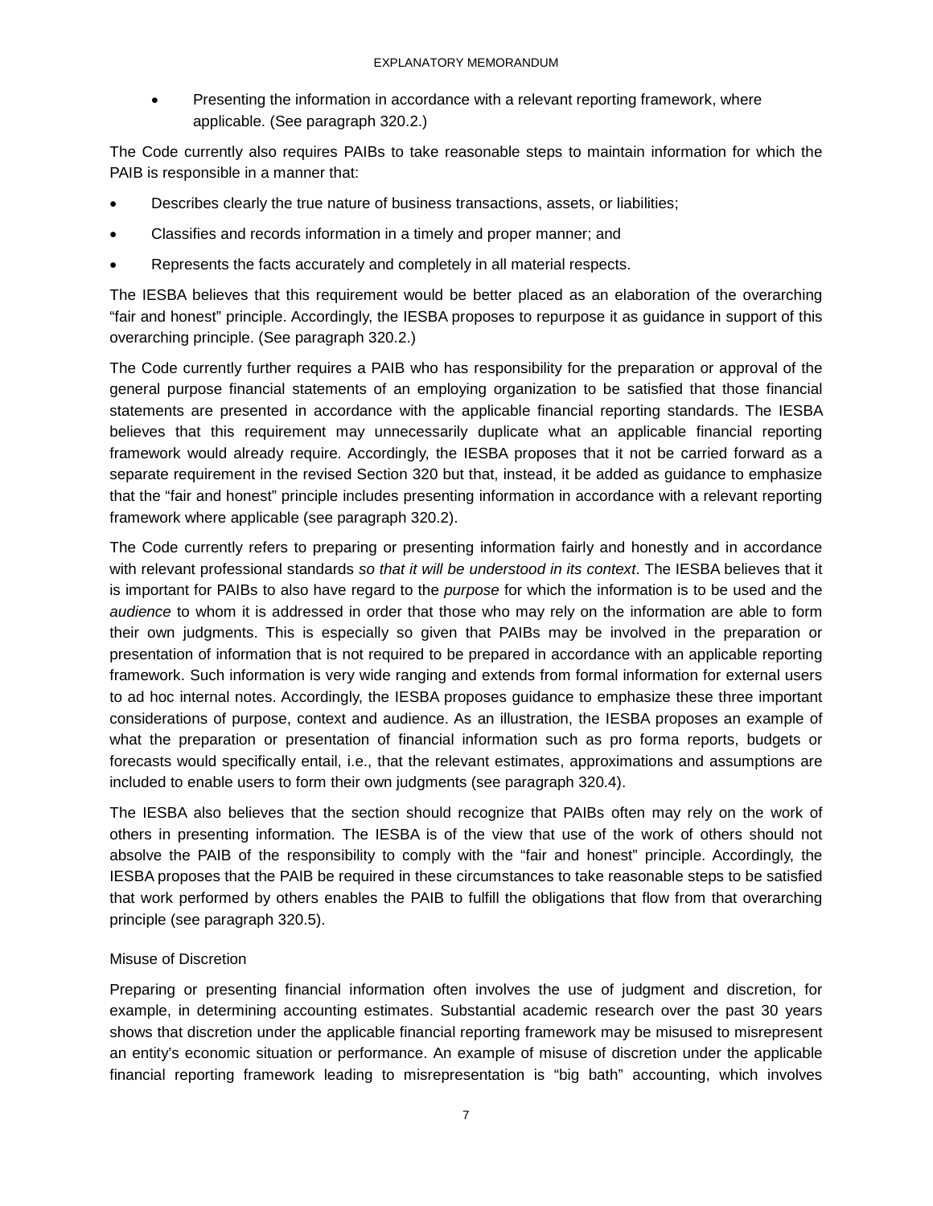- Presenting the information in accordance with a relevant reporting framework, where applicable. (See paragraph 320.2.)

The Code currently also requires PAIBs to take reasonable steps to maintain information for which the PAIB is responsible in a manner that:

- Describes clearly the true nature of business transactions, assets, or liabilities;
- Classifies and records information in a timely and proper manner; and
- Represents the facts accurately and completely in all material respects.

The IESBA believes that this requirement would be better placed as an elaboration of the overarching "fair and honest" principle. Accordingly, the IESBA proposes to repurpose it as guidance in support of this overarching principle. (See paragraph 320.2.)

The Code currently further requires a PAIB who has responsibility for the preparation or approval of the general purpose financial statements of an employing organization to be satisfied that those financial statements are presented in accordance with the applicable financial reporting standards. The IESBA believes that this requirement may unnecessarily duplicate what an applicable financial reporting framework would already require. Accordingly, the IESBA proposes that it not be carried forward as a separate requirement in the revised Section 320 but that, instead, it be added as guidance to emphasize that the "fair and honest" principle includes presenting information in accordance with a relevant reporting framework where applicable (see paragraph 320.2).

The Code currently refers to preparing or presenting information fairly and honestly and in accordance with relevant professional standards *so that it will be understood in its context*. The IESBA believes that it is important for PAIBs to also have regard to the *purpose* for which the information is to be used and the *audience* to whom it is addressed in order that those who may rely on the information are able to form their own judgments. This is especially so given that PAIBs may be involved in the preparation or presentation of information that is not required to be prepared in accordance with an applicable reporting framework. Such information is very wide ranging and extends from formal information for external users to ad hoc internal notes. Accordingly, the IESBA proposes guidance to emphasize these three important considerations of purpose, context and audience. As an illustration, the IESBA proposes an example of what the preparation or presentation of financial information such as pro forma reports, budgets or forecasts would specifically entail, i.e., that the relevant estimates, approximations and assumptions are included to enable users to form their own judgments (see paragraph 320.4).

The IESBA also believes that the section should recognize that PAIBs often may rely on the work of others in presenting information. The IESBA is of the view that use of the work of others should not absolve the PAIB of the responsibility to comply with the "fair and honest" principle. Accordingly, the IESBA proposes that the PAIB be required in these circumstances to take reasonable steps to be satisfied that work performed by others enables the PAIB to fulfill the obligations that flow from that overarching principle (see paragraph 320.5).

### Misuse of Discretion

Preparing or presenting financial information often involves the use of judgment and discretion, for example, in determining accounting estimates. Substantial academic research over the past 30 years shows that discretion under the applicable financial reporting framework may be misused to misrepresent an entity's economic situation or performance. An example of misuse of discretion under the applicable financial reporting framework leading to misrepresentation is "big bath" accounting, which involves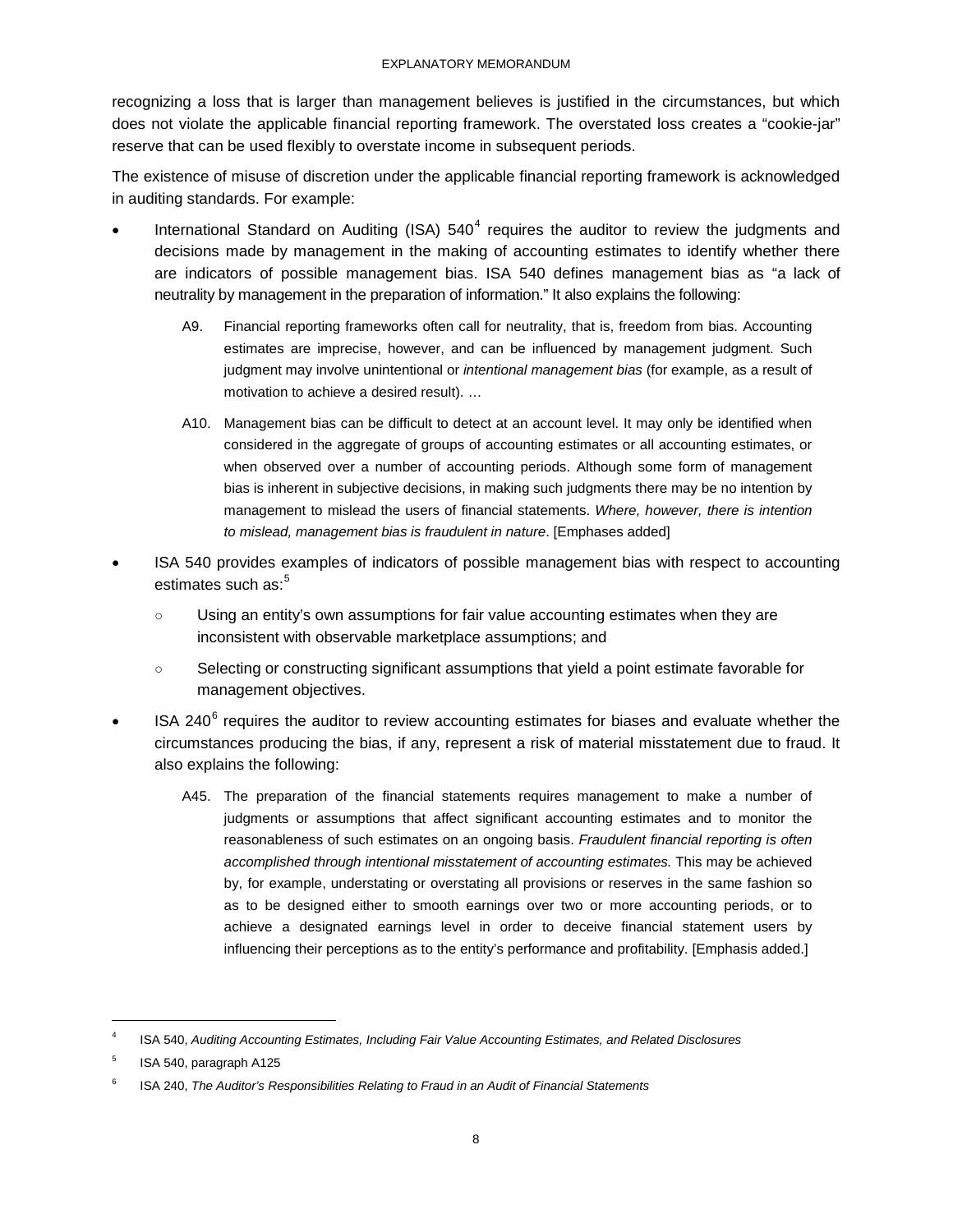recognizing a loss that is larger than management believes is justified in the circumstances, but which does not violate the applicable financial reporting framework. The overstated loss creates a "cookie-jar" reserve that can be used flexibly to overstate income in subsequent periods.

The existence of misuse of discretion under the applicable financial reporting framework is acknowledged in auditing standards. For example:

- International Standard on Auditing (ISA) 540[4] requires the auditor to review the judgments and decisions made by management in the making of accounting estimates to identify whether there are indicators of possible management bias. ISA 540 defines management bias as "a lack of neutrality by management in the preparation of information." It also explains the following:

  > A9. Financial reporting frameworks often call for neutrality, that is, freedom from bias. Accounting estimates are imprecise, however, and can be influenced by management judgment. Such judgment may involve unintentional or *intentional management bias* (for example, as a result of motivation to achieve a desired result). …
  >
  > A10. Management bias can be difficult to detect at an account level. It may only be identified when considered in the aggregate of groups of accounting estimates or all accounting estimates, or when observed over a number of accounting periods. Although some form of management bias is inherent in subjective decisions, in making such judgments there may be no intention by management to mislead the users of financial statements. *Where, however, there is intention to mislead, management bias is fraudulent in nature*. [Emphases added]

- ISA 540 provides examples of indicators of possible management bias with respect to accounting estimates such as:[5]
  - Using an entity's own assumptions for fair value accounting estimates when they are inconsistent with observable marketplace assumptions; and
  - Selecting or constructing significant assumptions that yield a point estimate favorable for management objectives.

- ISA 240[6] requires the auditor to review accounting estimates for biases and evaluate whether the circumstances producing the bias, if any, represent a risk of material misstatement due to fraud. It also explains the following:

  > A45. The preparation of the financial statements requires management to make a number of judgments or assumptions that affect significant accounting estimates and to monitor the reasonableness of such estimates on an ongoing basis. *Fraudulent financial reporting is often accomplished through intentional misstatement of accounting estimates.* This may be achieved by, for example, understating or overstating all provisions or reserves in the same fashion so as to be designed either to smooth earnings over two or more accounting periods, or to achieve a designated earnings level in order to deceive financial statement users by influencing their perceptions as to the entity's performance and profitability. [Emphasis added.]

---

[4] ISA 540, *Auditing Accounting Estimates, Including Fair Value Accounting Estimates, and Related Disclosures*

[5] ISA 540, paragraph A125

[6] ISA 240, *The Auditor's Responsibilities Relating to Fraud in an Audit of Financial Statements*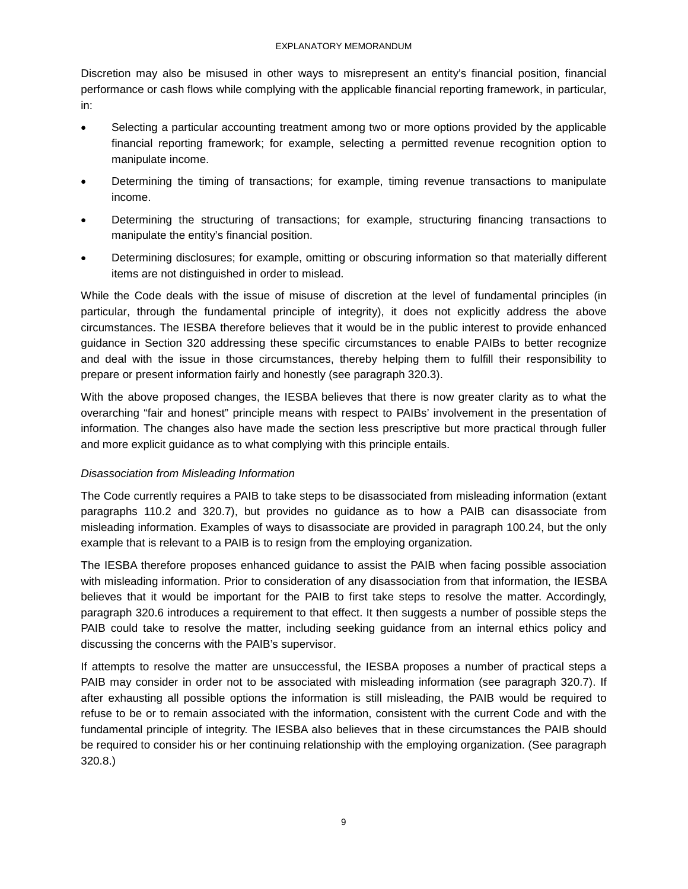Discretion may also be misused in other ways to misrepresent an entity's financial position, financial performance or cash flows while complying with the applicable financial reporting framework, in particular, in:

- Selecting a particular accounting treatment among two or more options provided by the applicable financial reporting framework; for example, selecting a permitted revenue recognition option to manipulate income.
- Determining the timing of transactions; for example, timing revenue transactions to manipulate income.
- Determining the structuring of transactions; for example, structuring financing transactions to manipulate the entity's financial position.
- Determining disclosures; for example, omitting or obscuring information so that materially different items are not distinguished in order to mislead.

While the Code deals with the issue of misuse of discretion at the level of fundamental principles (in particular, through the fundamental principle of integrity), it does not explicitly address the above circumstances. The IESBA therefore believes that it would be in the public interest to provide enhanced guidance in Section 320 addressing these specific circumstances to enable PAIBs to better recognize and deal with the issue in those circumstances, thereby helping them to fulfill their responsibility to prepare or present information fairly and honestly (see paragraph 320.3).

With the above proposed changes, the IESBA believes that there is now greater clarity as to what the overarching "fair and honest" principle means with respect to PAIBs' involvement in the presentation of information. The changes also have made the section less prescriptive but more practical through fuller and more explicit guidance as to what complying with this principle entails.

*Disassociation from Misleading Information*

The Code currently requires a PAIB to take steps to be disassociated from misleading information (extant paragraphs 110.2 and 320.7), but provides no guidance as to how a PAIB can disassociate from misleading information. Examples of ways to disassociate are provided in paragraph 100.24, but the only example that is relevant to a PAIB is to resign from the employing organization.

The IESBA therefore proposes enhanced guidance to assist the PAIB when facing possible association with misleading information. Prior to consideration of any disassociation from that information, the IESBA believes that it would be important for the PAIB to first take steps to resolve the matter. Accordingly, paragraph 320.6 introduces a requirement to that effect. It then suggests a number of possible steps the PAIB could take to resolve the matter, including seeking guidance from an internal ethics policy and discussing the concerns with the PAIB's supervisor.

If attempts to resolve the matter are unsuccessful, the IESBA proposes a number of practical steps a PAIB may consider in order not to be associated with misleading information (see paragraph 320.7). If after exhausting all possible options the information is still misleading, the PAIB would be required to refuse to be or to remain associated with the information, consistent with the current Code and with the fundamental principle of integrity. The IESBA also believes that in these circumstances the PAIB should be required to consider his or her continuing relationship with the employing organization. (See paragraph 320.8.)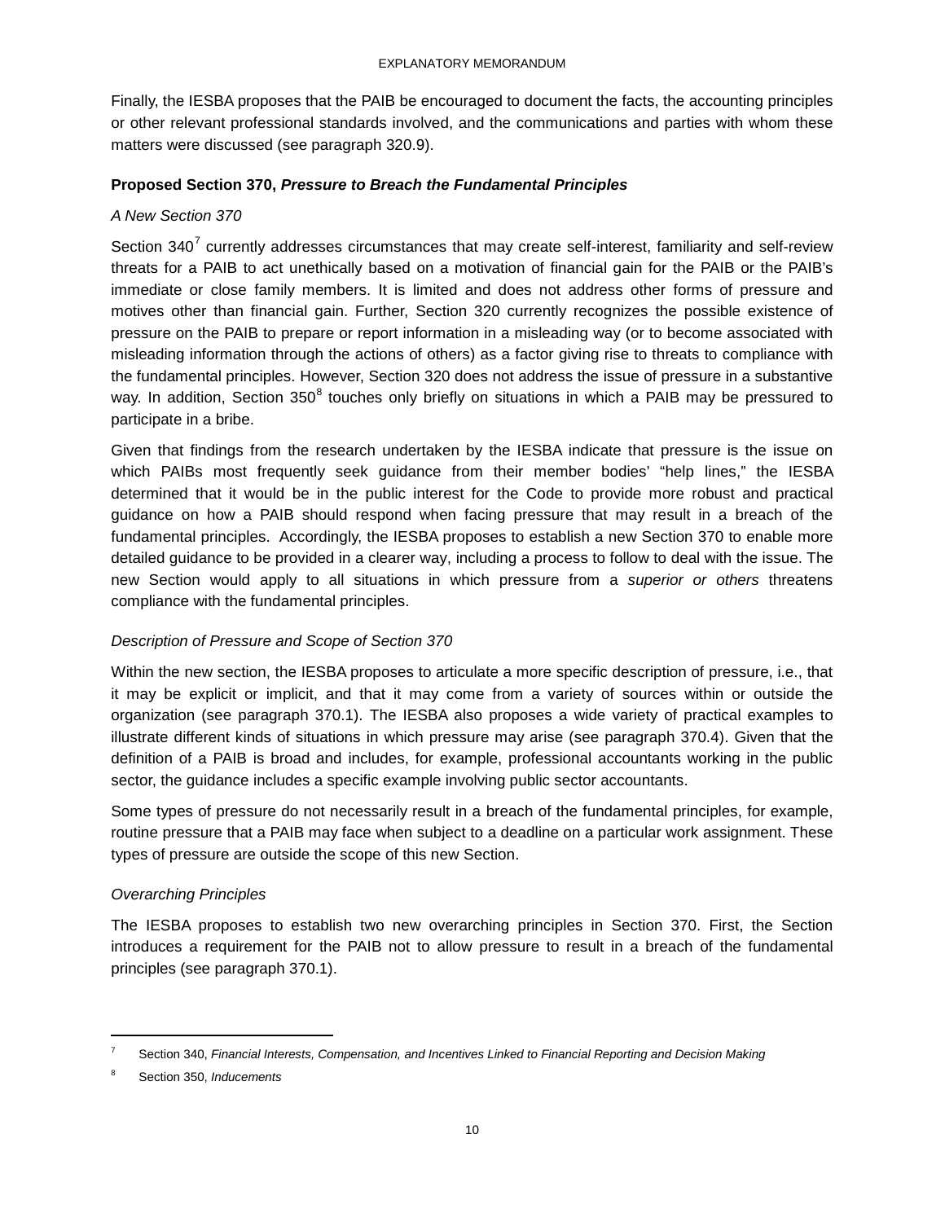Finally, the IESBA proposes that the PAIB be encouraged to document the facts, the accounting principles or other relevant professional standards involved, and the communications and parties with whom these matters were discussed (see paragraph 320.9).

**Proposed Section 370, *Pressure to Breach the Fundamental Principles***

*A New Section 370*

Section 340[7] currently addresses circumstances that may create self-interest, familiarity and self-review threats for a PAIB to act unethically based on a motivation of financial gain for the PAIB or the PAIB's immediate or close family members. It is limited and does not address other forms of pressure and motives other than financial gain. Further, Section 320 currently recognizes the possible existence of pressure on the PAIB to prepare or report information in a misleading way (or to become associated with misleading information through the actions of others) as a factor giving rise to threats to compliance with the fundamental principles. However, Section 320 does not address the issue of pressure in a substantive way. In addition, Section 350[8] touches only briefly on situations in which a PAIB may be pressured to participate in a bribe.

Given that findings from the research undertaken by the IESBA indicate that pressure is the issue on which PAIBs most frequently seek guidance from their member bodies' "help lines," the IESBA determined that it would be in the public interest for the Code to provide more robust and practical guidance on how a PAIB should respond when facing pressure that may result in a breach of the fundamental principles. Accordingly, the IESBA proposes to establish a new Section 370 to enable more detailed guidance to be provided in a clearer way, including a process to follow to deal with the issue. The new Section would apply to all situations in which pressure from a *superior or others* threatens compliance with the fundamental principles.

*Description of Pressure and Scope of Section 370*

Within the new section, the IESBA proposes to articulate a more specific description of pressure, i.e., that it may be explicit or implicit, and that it may come from a variety of sources within or outside the organization (see paragraph 370.1). The IESBA also proposes a wide variety of practical examples to illustrate different kinds of situations in which pressure may arise (see paragraph 370.4). Given that the definition of a PAIB is broad and includes, for example, professional accountants working in the public sector, the guidance includes a specific example involving public sector accountants.

Some types of pressure do not necessarily result in a breach of the fundamental principles, for example, routine pressure that a PAIB may face when subject to a deadline on a particular work assignment. These types of pressure are outside the scope of this new Section.

*Overarching Principles*

The IESBA proposes to establish two new overarching principles in Section 370. First, the Section introduces a requirement for the PAIB not to allow pressure to result in a breach of the fundamental principles (see paragraph 370.1).

---

[7] Section 340, *Financial Interests, Compensation, and Incentives Linked to Financial Reporting and Decision Making*

[8] Section 350, *Inducements*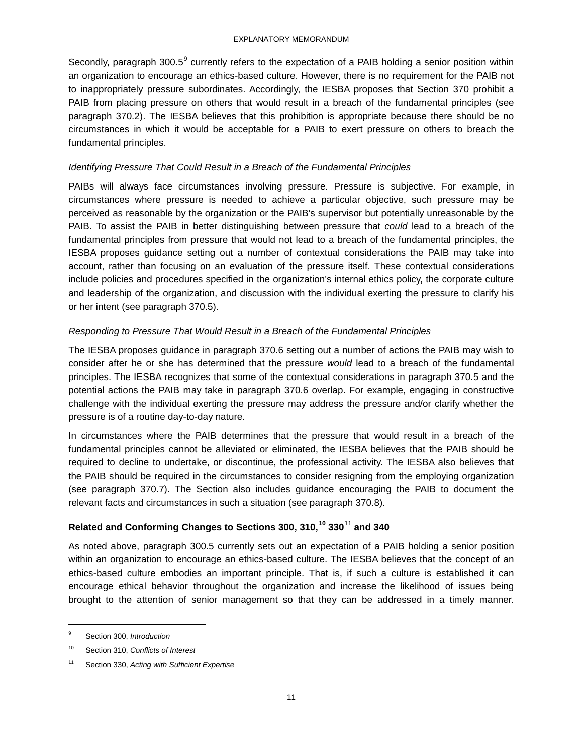Secondly, paragraph 300.5[9] currently refers to the expectation of a PAIB holding a senior position within an organization to encourage an ethics-based culture. However, there is no requirement for the PAIB not to inappropriately pressure subordinates. Accordingly, the IESBA proposes that Section 370 prohibit a PAIB from placing pressure on others that would result in a breach of the fundamental principles (see paragraph 370.2). The IESBA believes that this prohibition is appropriate because there should be no circumstances in which it would be acceptable for a PAIB to exert pressure on others to breach the fundamental principles.

*Identifying Pressure That Could Result in a Breach of the Fundamental Principles*

PAIBs will always face circumstances involving pressure. Pressure is subjective. For example, in circumstances where pressure is needed to achieve a particular objective, such pressure may be perceived as reasonable by the organization or the PAIB's supervisor but potentially unreasonable by the PAIB. To assist the PAIB in better distinguishing between pressure that *could* lead to a breach of the fundamental principles from pressure that would not lead to a breach of the fundamental principles, the IESBA proposes guidance setting out a number of contextual considerations the PAIB may take into account, rather than focusing on an evaluation of the pressure itself. These contextual considerations include policies and procedures specified in the organization's internal ethics policy, the corporate culture and leadership of the organization, and discussion with the individual exerting the pressure to clarify his or her intent (see paragraph 370.5).

*Responding to Pressure That Would Result in a Breach of the Fundamental Principles*

The IESBA proposes guidance in paragraph 370.6 setting out a number of actions the PAIB may wish to consider after he or she has determined that the pressure *would* lead to a breach of the fundamental principles. The IESBA recognizes that some of the contextual considerations in paragraph 370.5 and the potential actions the PAIB may take in paragraph 370.6 overlap. For example, engaging in constructive challenge with the individual exerting the pressure may address the pressure and/or clarify whether the pressure is of a routine day-to-day nature.

In circumstances where the PAIB determines that the pressure that would result in a breach of the fundamental principles cannot be alleviated or eliminated, the IESBA believes that the PAIB should be required to decline to undertake, or discontinue, the professional activity. The IESBA also believes that the PAIB should be required in the circumstances to consider resigning from the employing organization (see paragraph 370.7). The Section also includes guidance encouraging the PAIB to document the relevant facts and circumstances in such a situation (see paragraph 370.8).

**Related and Conforming Changes to Sections 300, 310,[10] 330[11] and 340**

As noted above, paragraph 300.5 currently sets out an expectation of a PAIB holding a senior position within an organization to encourage an ethics-based culture. The IESBA believes that the concept of an ethics-based culture embodies an important principle. That is, if such a culture is established it can encourage ethical behavior throughout the organization and increase the likelihood of issues being brought to the attention of senior management so that they can be addressed in a timely manner.

---

[9] Section 300, *Introduction*

[10] Section 310, *Conflicts of Interest*

[11] Section 330, *Acting with Sufficient Expertise*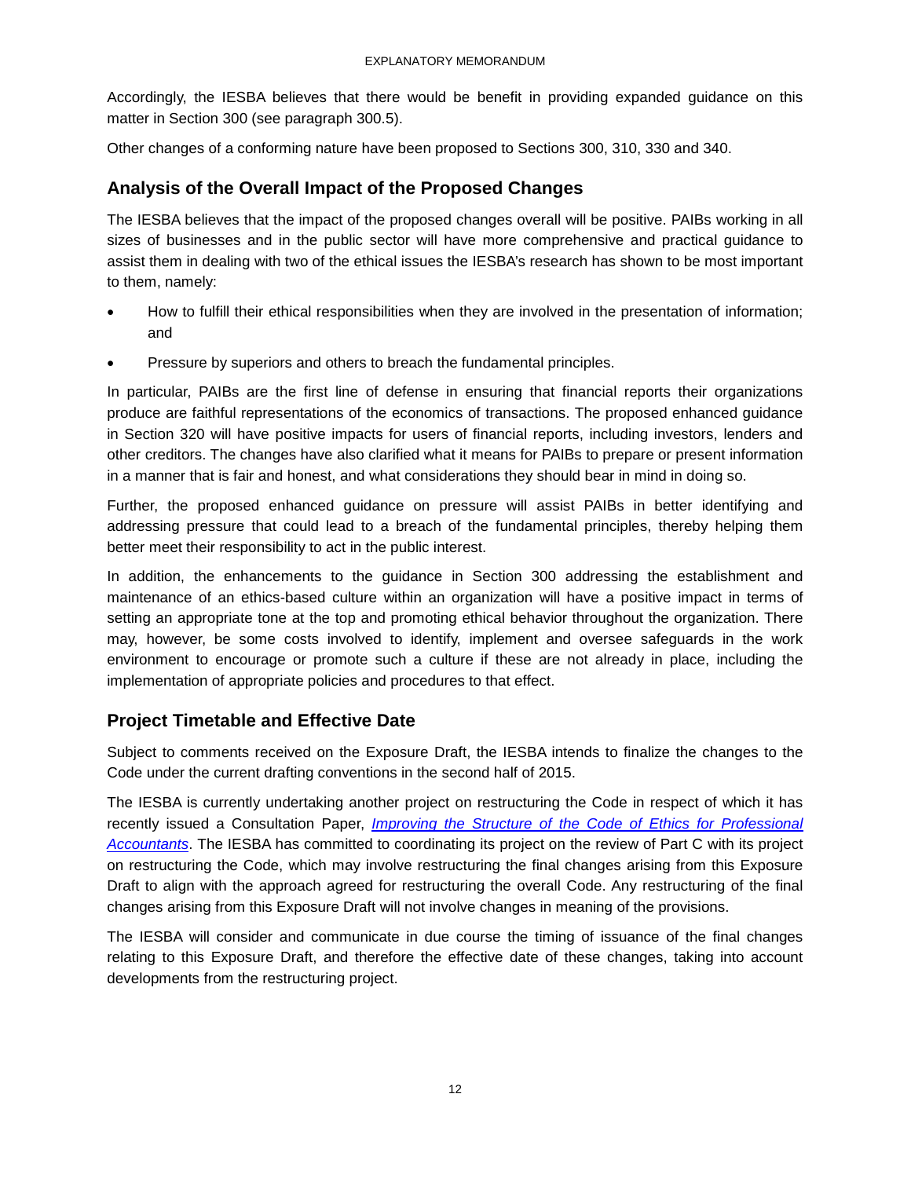Accordingly, the IESBA believes that there would be benefit in providing expanded guidance on this matter in Section 300 (see paragraph 300.5).

Other changes of a conforming nature have been proposed to Sections 300, 310, 330 and 340.

## Analysis of the Overall Impact of the Proposed Changes

The IESBA believes that the impact of the proposed changes overall will be positive. PAIBs working in all sizes of businesses and in the public sector will have more comprehensive and practical guidance to assist them in dealing with two of the ethical issues the IESBA's research has shown to be most important to them, namely:

- How to fulfill their ethical responsibilities when they are involved in the presentation of information; and
- Pressure by superiors and others to breach the fundamental principles.

In particular, PAIBs are the first line of defense in ensuring that financial reports their organizations produce are faithful representations of the economics of transactions. The proposed enhanced guidance in Section 320 will have positive impacts for users of financial reports, including investors, lenders and other creditors. The changes have also clarified what it means for PAIBs to prepare or present information in a manner that is fair and honest, and what considerations they should bear in mind in doing so.

Further, the proposed enhanced guidance on pressure will assist PAIBs in better identifying and addressing pressure that could lead to a breach of the fundamental principles, thereby helping them better meet their responsibility to act in the public interest.

In addition, the enhancements to the guidance in Section 300 addressing the establishment and maintenance of an ethics-based culture within an organization will have a positive impact in terms of setting an appropriate tone at the top and promoting ethical behavior throughout the organization. There may, however, be some costs involved to identify, implement and oversee safeguards in the work environment to encourage or promote such a culture if these are not already in place, including the implementation of appropriate policies and procedures to that effect.

## Project Timetable and Effective Date

Subject to comments received on the Exposure Draft, the IESBA intends to finalize the changes to the Code under the current drafting conventions in the second half of 2015.

The IESBA is currently undertaking another project on restructuring the Code in respect of which it has recently issued a Consultation Paper, *Improving the Structure of the Code of Ethics for Professional Accountants*. The IESBA has committed to coordinating its project on the review of Part C with its project on restructuring the Code, which may involve restructuring the final changes arising from this Exposure Draft to align with the approach agreed for restructuring the overall Code. Any restructuring of the final changes arising from this Exposure Draft will not involve changes in meaning of the provisions.

The IESBA will consider and communicate in due course the timing of issuance of the final changes relating to this Exposure Draft, and therefore the effective date of these changes, taking into account developments from the restructuring project.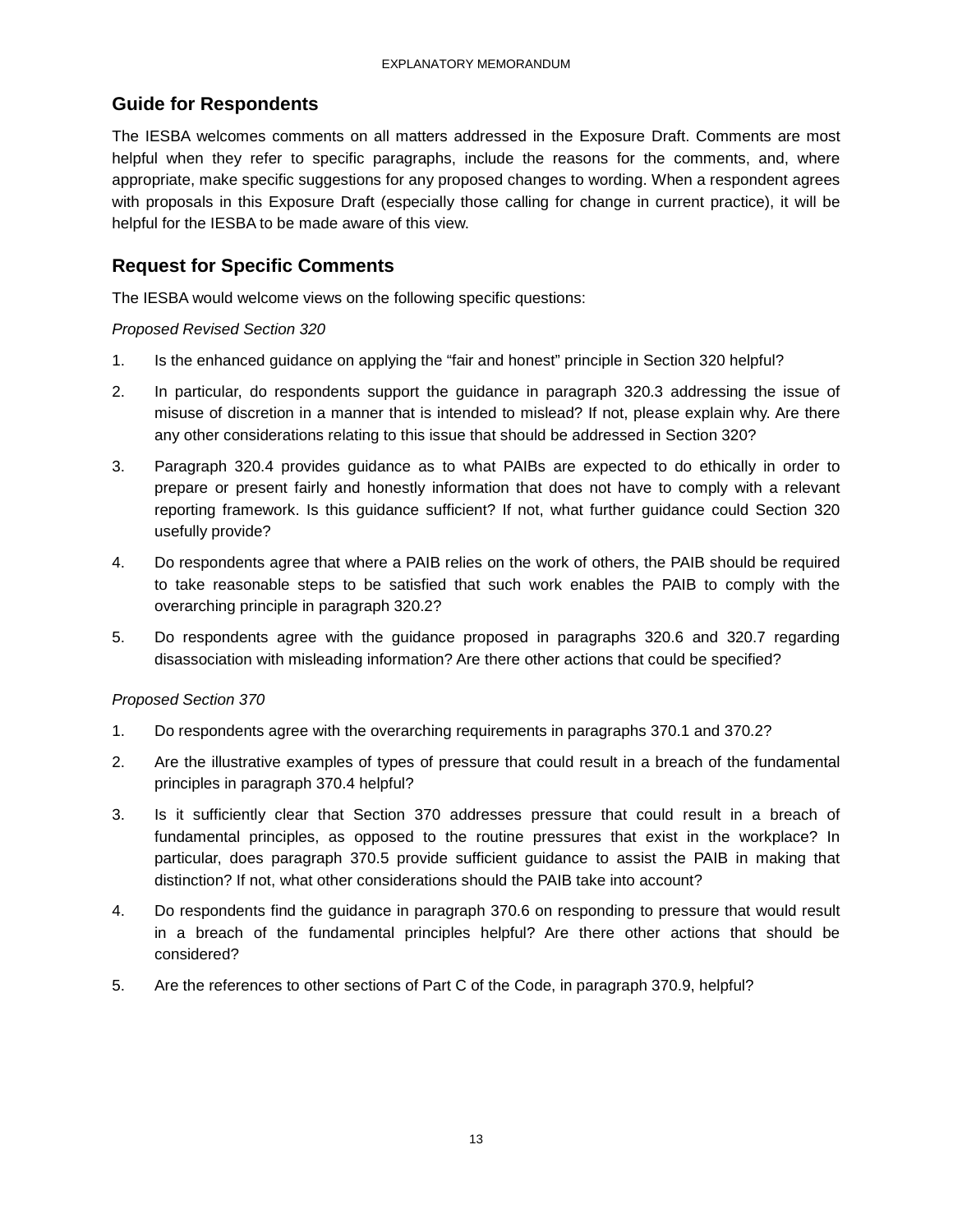## Guide for Respondents

The IESBA welcomes comments on all matters addressed in the Exposure Draft. Comments are most helpful when they refer to specific paragraphs, include the reasons for the comments, and, where appropriate, make specific suggestions for any proposed changes to wording. When a respondent agrees with proposals in this Exposure Draft (especially those calling for change in current practice), it will be helpful for the IESBA to be made aware of this view.

## Request for Specific Comments

The IESBA would welcome views on the following specific questions:

*Proposed Revised Section 320*

1. Is the enhanced guidance on applying the "fair and honest" principle in Section 320 helpful?
2. In particular, do respondents support the guidance in paragraph 320.3 addressing the issue of misuse of discretion in a manner that is intended to mislead? If not, please explain why. Are there any other considerations relating to this issue that should be addressed in Section 320?
3. Paragraph 320.4 provides guidance as to what PAIBs are expected to do ethically in order to prepare or present fairly and honestly information that does not have to comply with a relevant reporting framework. Is this guidance sufficient? If not, what further guidance could Section 320 usefully provide?
4. Do respondents agree that where a PAIB relies on the work of others, the PAIB should be required to take reasonable steps to be satisfied that such work enables the PAIB to comply with the overarching principle in paragraph 320.2?
5. Do respondents agree with the guidance proposed in paragraphs 320.6 and 320.7 regarding disassociation with misleading information? Are there other actions that could be specified?

*Proposed Section 370*

1. Do respondents agree with the overarching requirements in paragraphs 370.1 and 370.2?
2. Are the illustrative examples of types of pressure that could result in a breach of the fundamental principles in paragraph 370.4 helpful?
3. Is it sufficiently clear that Section 370 addresses pressure that could result in a breach of fundamental principles, as opposed to the routine pressures that exist in the workplace? In particular, does paragraph 370.5 provide sufficient guidance to assist the PAIB in making that distinction? If not, what other considerations should the PAIB take into account?
4. Do respondents find the guidance in paragraph 370.6 on responding to pressure that would result in a breach of the fundamental principles helpful? Are there other actions that should be considered?
5. Are the references to other sections of Part C of the Code, in paragraph 370.9, helpful?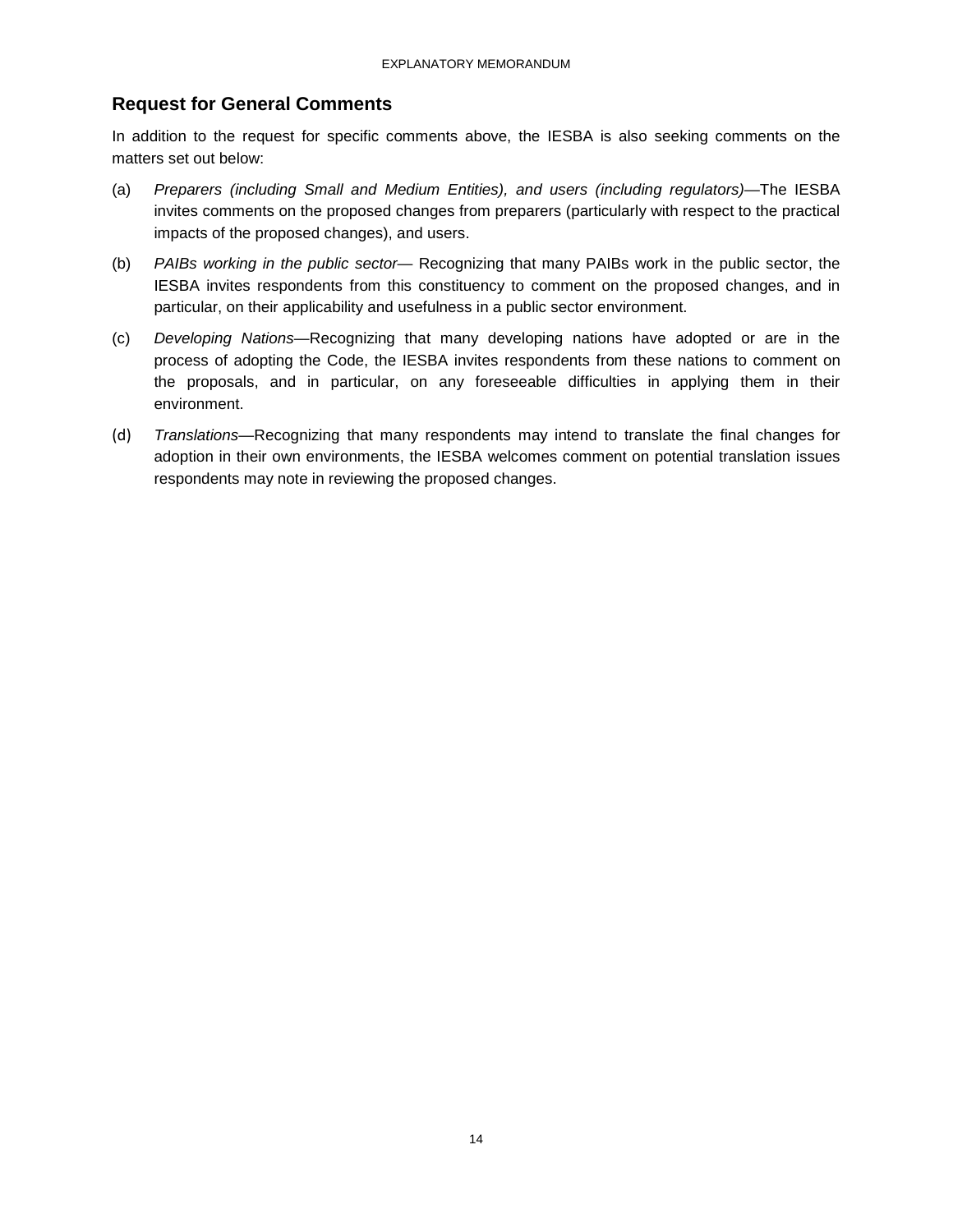## Request for General Comments

In addition to the request for specific comments above, the IESBA is also seeking comments on the matters set out below:

(a) *Preparers (including Small and Medium Entities), and users (including regulators)*—The IESBA invites comments on the proposed changes from preparers (particularly with respect to the practical impacts of the proposed changes), and users.

(b) *PAIBs working in the public sector*— Recognizing that many PAIBs work in the public sector, the IESBA invites respondents from this constituency to comment on the proposed changes, and in particular, on their applicability and usefulness in a public sector environment.

(c) *Developing Nations*—Recognizing that many developing nations have adopted or are in the process of adopting the Code, the IESBA invites respondents from these nations to comment on the proposals, and in particular, on any foreseeable difficulties in applying them in their environment.

(d) *Translations*—Recognizing that many respondents may intend to translate the final changes for adoption in their own environments, the IESBA welcomes comment on potential translation issues respondents may note in reviewing the proposed changes.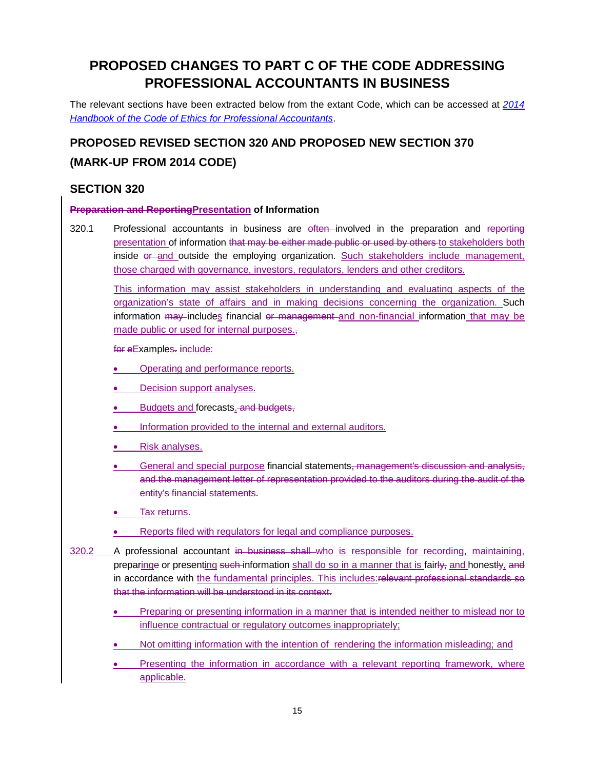# PROPOSED CHANGES TO PART C OF THE CODE ADDRESSING PROFESSIONAL ACCOUNTANTS IN BUSINESS

The relevant sections have been extracted below from the extant Code, which can be accessed at *2014 Handbook of the Code of Ethics for Professional Accountants*.

## PROPOSED REVISED SECTION 320 AND PROPOSED NEW SECTION 370 (MARK-UP FROM 2014 CODE)

### SECTION 320

**~~Preparation and Reporting~~Presentation of Information**

320.1 Professional accountants in business are ~~often~~ involved in the preparation and ~~reporting~~ presentation of information ~~that may be either made public or used by others~~ to stakeholders both inside ~~or~~ and outside the employing organization. Such stakeholders include management, those charged with governance, investors, regulators, lenders and other creditors.

This information may assist stakeholders in understanding and evaluating aspects of the organization's state of affairs and in making decisions concerning the organization. Such information ~~may~~ includes financial ~~or management~~ and non-financial information that may be made public or used for internal purposes.~~,~~

~~for e~~Examples~~.~~ include:

- Operating and performance reports.
- Decision support analyses.
- Budgets and forecasts.~~ and budgets,~~
- Information provided to the internal and external auditors.
- Risk analyses.
- General and special purpose financial statements~~, management's discussion and analysis, and the management letter of representation provided to the auditors during the audit of the entity's financial statements~~.
- Tax returns.
- Reports filed with regulators for legal and compliance purposes.

320.2 A professional accountant ~~in business shall~~ who is responsible for recording, maintaining, prepar~~e~~ing or presenting ~~such~~ information shall do so in a manner that is fair~~ly,~~ and honest~~ly~~, ~~and~~ in accordance with the fundamental principles. This includes:~~relevant professional standards so that the information will be understood in its context.~~

- Preparing or presenting information in a manner that is intended neither to mislead nor to influence contractual or regulatory outcomes inappropriately;
- Not omitting information with the intention of rendering the information misleading; and
- Presenting the information in accordance with a relevant reporting framework, where applicable.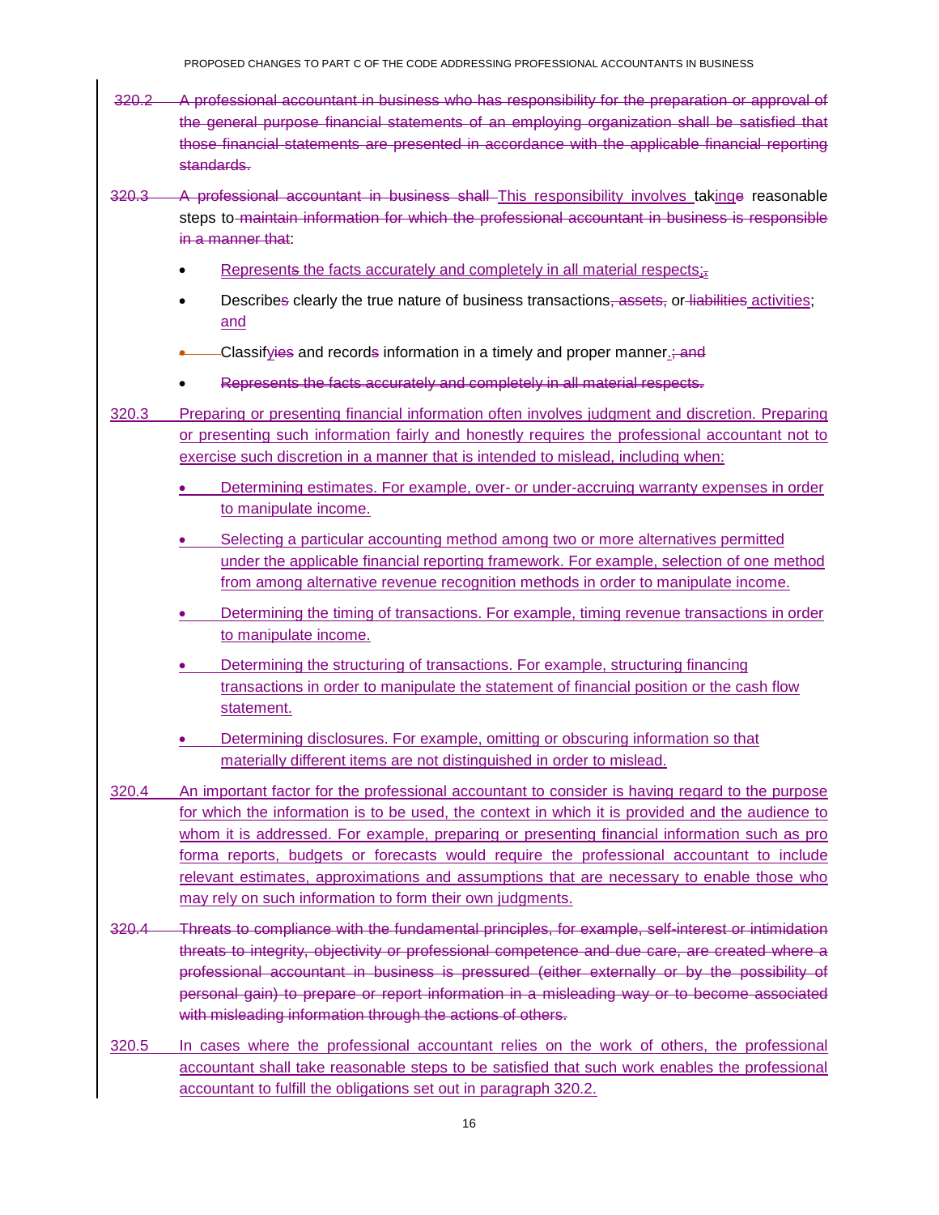~~320.2 A professional accountant in business who has responsibility for the preparation or approval of the general purpose financial statements of an employing organization shall be satisfied that those financial statements are presented in accordance with the applicable financial reporting standards.~~

~~320.3~~ ~~A professional accountant in business shall~~ This responsibility involves tak~~e~~ing reasonable steps to ~~maintain information for which the professional accountant in business is responsible in a manner that~~:

- Represent~~s~~ the facts accurately and completely in all material respects;~~.~~
- Describe~~s~~ clearly the true nature of business transactions~~, assets,~~ or ~~liabilities~~ activities; and
- Classify~~ies~~ and record~~s~~ information in a timely and proper manner.~~; and~~
- ~~Represents the facts accurately and completely in all material respects.~~

320.3 Preparing or presenting financial information often involves judgment and discretion. Preparing or presenting such information fairly and honestly requires the professional accountant not to exercise such discretion in a manner that is intended to mislead, including when:

- Determining estimates. For example, over- or under-accruing warranty expenses in order to manipulate income.
- Selecting a particular accounting method among two or more alternatives permitted under the applicable financial reporting framework. For example, selection of one method from among alternative revenue recognition methods in order to manipulate income.
- Determining the timing of transactions. For example, timing revenue transactions in order to manipulate income.
- Determining the structuring of transactions. For example, structuring financing transactions in order to manipulate the statement of financial position or the cash flow statement.
- Determining disclosures. For example, omitting or obscuring information so that materially different items are not distinguished in order to mislead.

320.4 An important factor for the professional accountant to consider is having regard to the purpose for which the information is to be used, the context in which it is provided and the audience to whom it is addressed. For example, preparing or presenting financial information such as pro forma reports, budgets or forecasts would require the professional accountant to include relevant estimates, approximations and assumptions that are necessary to enable those who may rely on such information to form their own judgments.

~~320.4 Threats to compliance with the fundamental principles, for example, self-interest or intimidation threats to integrity, objectivity or professional competence and due care, are created where a professional accountant in business is pressured (either externally or by the possibility of personal gain) to prepare or report information in a misleading way or to become associated with misleading information through the actions of others.~~

320.5 In cases where the professional accountant relies on the work of others, the professional accountant shall take reasonable steps to be satisfied that such work enables the professional accountant to fulfill the obligations set out in paragraph 320.2.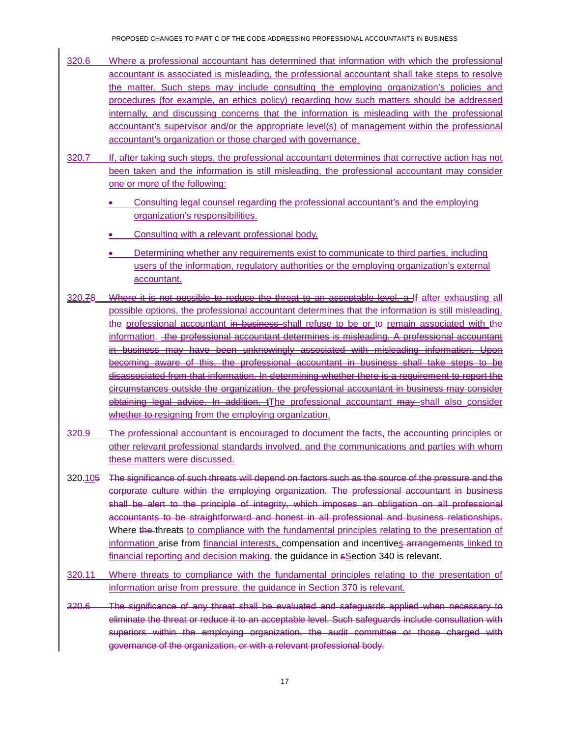320.6 Where a professional accountant has determined that information with which the professional accountant is associated is misleading, the professional accountant shall take steps to resolve the matter. Such steps may include consulting the employing organization's policies and procedures (for example, an ethics policy) regarding how such matters should be addressed internally, and discussing concerns that the information is misleading with the professional accountant's supervisor and/or the appropriate level(s) of management within the professional accountant's organization or those charged with governance.

320.7 If, after taking such steps, the professional accountant determines that corrective action has not been taken and the information is still misleading, the professional accountant may consider one or more of the following:

- Consulting legal counsel regarding the professional accountant's and the employing organization's responsibilities.
- Consulting with a relevant professional body.
- Determining whether any requirements exist to communicate to third parties, including users of the information, regulatory authorities or the employing organization's external accountant.

320.~~7~~8 ~~Where it is not possible to reduce the threat to an acceptable level, a~~ If after exhausting all possible options, the professional accountant determines that the information is still misleading, the professional accountant ~~in business~~ shall refuse to be or to remain associated with the information. ~~the professional accountant determines is misleading. A professional accountant in business may have been unknowingly associated with misleading information. Upon becoming aware of this, the professional accountant in business shall take steps to be disassociated from that information. In determining whether there is a requirement to report the circumstances outside the organization, the professional accountant in business may consider obtaining legal advice. In addition, t~~The professional accountant ~~may~~ shall also consider ~~whether to~~ resigning from the employing organization.

320.9 The professional accountant is encouraged to document the facts, the accounting principles or other relevant professional standards involved, and the communications and parties with whom these matters were discussed.

320.10~~5~~ ~~The significance of such threats will depend on factors such as the source of the pressure and the corporate culture within the employing organization. The professional accountant in business shall be alert to the principle of integrity, which imposes an obligation on all professional accountants to be straightforward and honest in all professional and business relationships.~~ Where ~~the~~ threats to compliance with the fundamental principles relating to the presentation of information arise from financial interests, compensation and incentives ~~arrangements~~ linked to financial reporting and decision making, the guidance in ~~s~~Section 340 is relevant.

320.11 Where threats to compliance with the fundamental principles relating to the presentation of information arise from pressure, the guidance in Section 370 is relevant.

~~320.6 The significance of any threat shall be evaluated and safeguards applied when necessary to eliminate the threat or reduce it to an acceptable level. Such safeguards include consultation with superiors within the employing organization, the audit committee or those charged with governance of the organization, or with a relevant professional body.~~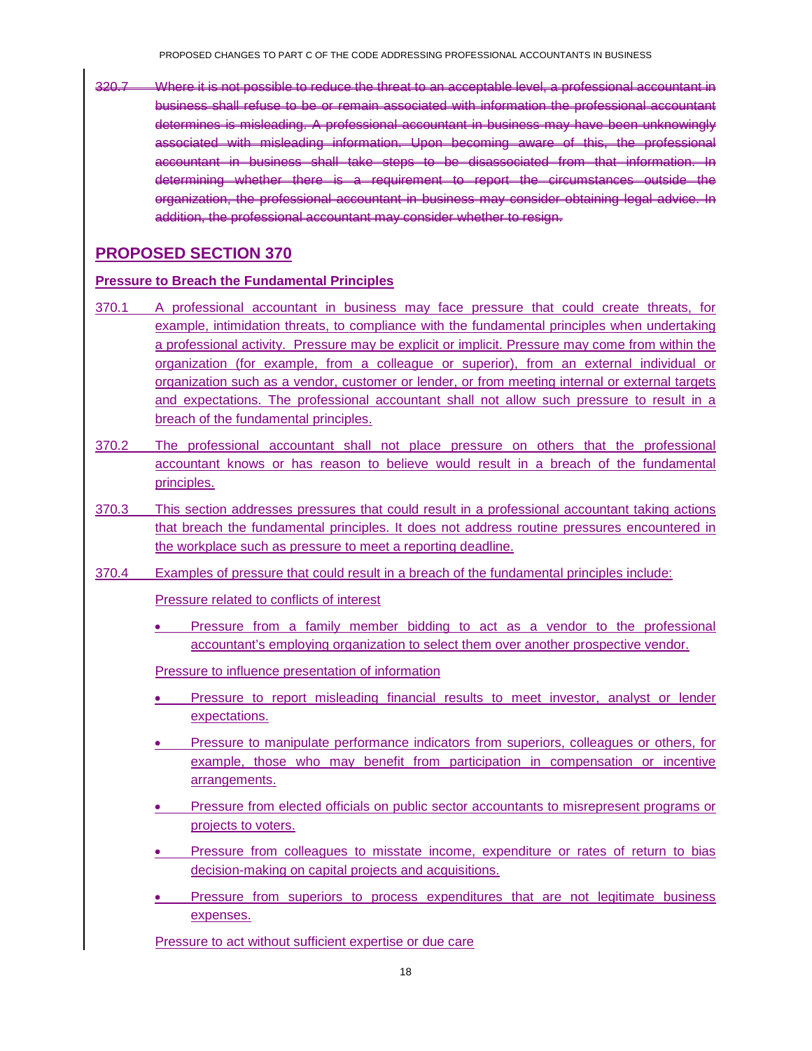~~320.7 Where it is not possible to reduce the threat to an acceptable level, a professional accountant in business shall refuse to be or remain associated with information the professional accountant determines is misleading. A professional accountant in business may have been unknowingly associated with misleading information. Upon becoming aware of this, the professional accountant in business shall take steps to be disassociated from that information. In determining whether there is a requirement to report the circumstances outside the organization, the professional accountant in business may consider obtaining legal advice. In addition, the professional accountant may consider whether to resign.~~

## PROPOSED SECTION 370

**Pressure to Breach the Fundamental Principles**

370.1 A professional accountant in business may face pressure that could create threats, for example, intimidation threats, to compliance with the fundamental principles when undertaking a professional activity. Pressure may be explicit or implicit. Pressure may come from within the organization (for example, from a colleague or superior), from an external individual or organization such as a vendor, customer or lender, or from meeting internal or external targets and expectations. The professional accountant shall not allow such pressure to result in a breach of the fundamental principles.

370.2 The professional accountant shall not place pressure on others that the professional accountant knows or has reason to believe would result in a breach of the fundamental principles.

370.3 This section addresses pressures that could result in a professional accountant taking actions that breach the fundamental principles. It does not address routine pressures encountered in the workplace such as pressure to meet a reporting deadline.

370.4 Examples of pressure that could result in a breach of the fundamental principles include:

Pressure related to conflicts of interest

- Pressure from a family member bidding to act as a vendor to the professional accountant's employing organization to select them over another prospective vendor.

Pressure to influence presentation of information

- Pressure to report misleading financial results to meet investor, analyst or lender expectations.
- Pressure to manipulate performance indicators from superiors, colleagues or others, for example, those who may benefit from participation in compensation or incentive arrangements.
- Pressure from elected officials on public sector accountants to misrepresent programs or projects to voters.
- Pressure from colleagues to misstate income, expenditure or rates of return to bias decision-making on capital projects and acquisitions.
- Pressure from superiors to process expenditures that are not legitimate business expenses.

Pressure to act without sufficient expertise or due care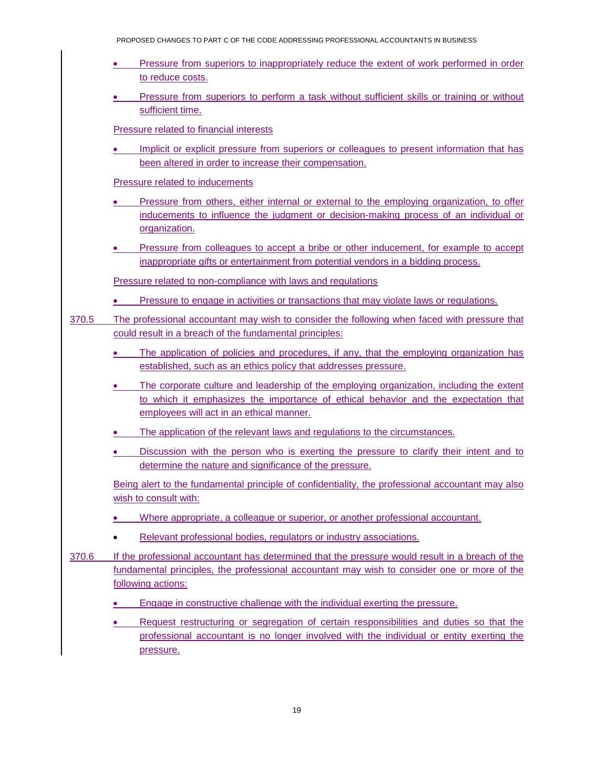- Pressure from superiors to inappropriately reduce the extent of work performed in order to reduce costs.
- Pressure from superiors to perform a task without sufficient skills or training or without sufficient time.

Pressure related to financial interests

- Implicit or explicit pressure from superiors or colleagues to present information that has been altered in order to increase their compensation.

Pressure related to inducements

- Pressure from others, either internal or external to the employing organization, to offer inducements to influence the judgment or decision-making process of an individual or organization.
- Pressure from colleagues to accept a bribe or other inducement, for example to accept inappropriate gifts or entertainment from potential vendors in a bidding process.

Pressure related to non-compliance with laws and regulations

- Pressure to engage in activities or transactions that may violate laws or regulations.

370.5 The professional accountant may wish to consider the following when faced with pressure that could result in a breach of the fundamental principles:

- The application of policies and procedures, if any, that the employing organization has established, such as an ethics policy that addresses pressure.
- The corporate culture and leadership of the employing organization, including the extent to which it emphasizes the importance of ethical behavior and the expectation that employees will act in an ethical manner.
- The application of the relevant laws and regulations to the circumstances.
- Discussion with the person who is exerting the pressure to clarify their intent and to determine the nature and significance of the pressure.

Being alert to the fundamental principle of confidentiality, the professional accountant may also wish to consult with:

- Where appropriate, a colleague or superior, or another professional accountant.
- Relevant professional bodies, regulators or industry associations.

370.6 If the professional accountant has determined that the pressure would result in a breach of the fundamental principles, the professional accountant may wish to consider one or more of the following actions:

- Engage in constructive challenge with the individual exerting the pressure.
- Request restructuring or segregation of certain responsibilities and duties so that the professional accountant is no longer involved with the individual or entity exerting the pressure.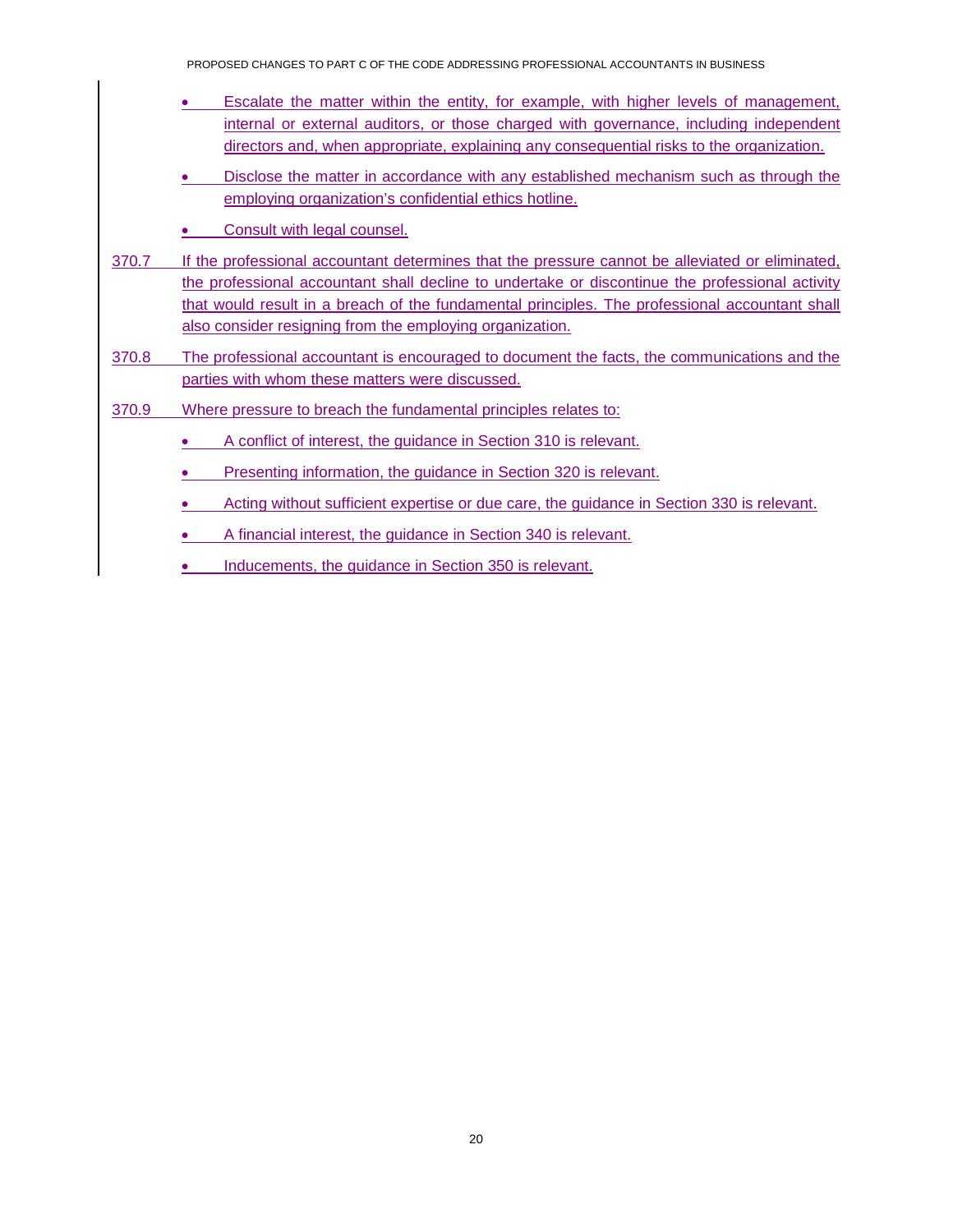- Escalate the matter within the entity, for example, with higher levels of management, internal or external auditors, or those charged with governance, including independent directors and, when appropriate, explaining any consequential risks to the organization.
- Disclose the matter in accordance with any established mechanism such as through the employing organization's confidential ethics hotline.
- Consult with legal counsel.

370.7 If the professional accountant determines that the pressure cannot be alleviated or eliminated, the professional accountant shall decline to undertake or discontinue the professional activity that would result in a breach of the fundamental principles. The professional accountant shall also consider resigning from the employing organization.

370.8 The professional accountant is encouraged to document the facts, the communications and the parties with whom these matters were discussed.

370.9 Where pressure to breach the fundamental principles relates to:

- A conflict of interest, the guidance in Section 310 is relevant.
- Presenting information, the guidance in Section 320 is relevant.
- Acting without sufficient expertise or due care, the guidance in Section 330 is relevant.
- A financial interest, the guidance in Section 340 is relevant.
- Inducements, the guidance in Section 350 is relevant.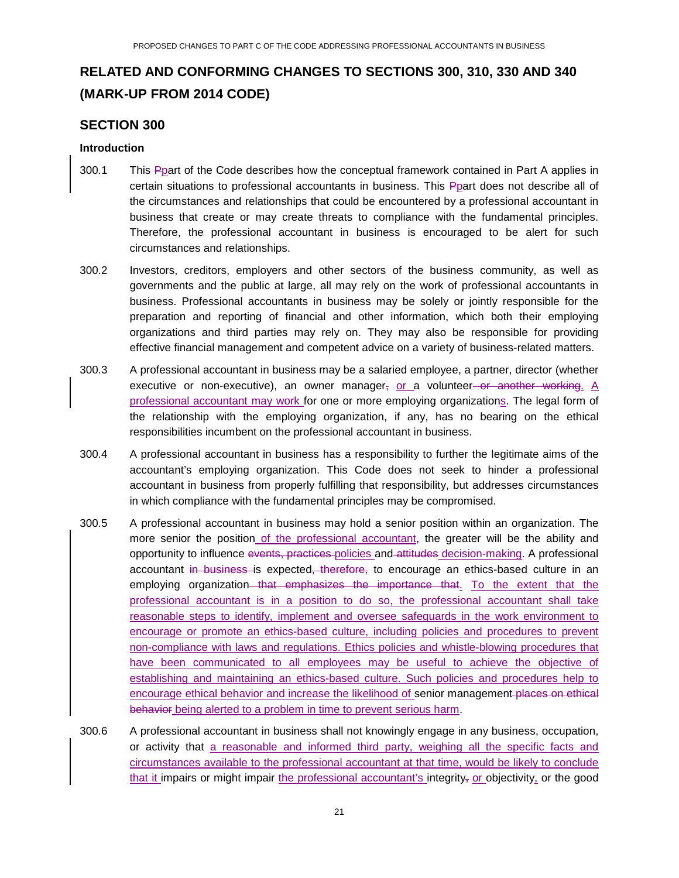# RELATED AND CONFORMING CHANGES TO SECTIONS 300, 310, 330 AND 340 (MARK-UP FROM 2014 CODE)

## SECTION 300

### Introduction

300.1 This ~~P~~part of the Code describes how the conceptual framework contained in Part A applies in certain situations to professional accountants in business. This ~~P~~part does not describe all of the circumstances and relationships that could be encountered by a professional accountant in business that create or may create threats to compliance with the fundamental principles. Therefore, the professional accountant in business is encouraged to be alert for such circumstances and relationships.

300.2 Investors, creditors, employers and other sectors of the business community, as well as governments and the public at large, all may rely on the work of professional accountants in business. Professional accountants in business may be solely or jointly responsible for the preparation and reporting of financial and other information, which both their employing organizations and third parties may rely on. They may also be responsible for providing effective financial management and competent advice on a variety of business-related matters.

300.3 A professional accountant in business may be a salaried employee, a partner, director (whether executive or non-executive), an owner manager~~,~~ or a volunteer ~~or another working~~. A professional accountant may work for one or more employing organizations. The legal form of the relationship with the employing organization, if any, has no bearing on the ethical responsibilities incumbent on the professional accountant in business.

300.4 A professional accountant in business has a responsibility to further the legitimate aims of the accountant's employing organization. This Code does not seek to hinder a professional accountant in business from properly fulfilling that responsibility, but addresses circumstances in which compliance with the fundamental principles may be compromised.

300.5 A professional accountant in business may hold a senior position within an organization. The more senior the position of the professional accountant, the greater will be the ability and opportunity to influence ~~events, practices~~ policies and ~~attitudes~~ decision-making. A professional accountant ~~in business~~ is expected~~, therefore,~~ to encourage an ethics-based culture in an employing organization ~~that emphasizes the importance that~~. To the extent that the professional accountant is in a position to do so, the professional accountant shall take reasonable steps to identify, implement and oversee safeguards in the work environment to encourage or promote an ethics-based culture, including policies and procedures to prevent non-compliance with laws and regulations. Ethics policies and whistle-blowing procedures that have been communicated to all employees may be useful to achieve the objective of establishing and maintaining an ethics-based culture. Such policies and procedures help to encourage ethical behavior and increase the likelihood of senior management ~~places on ethical behavior~~ being alerted to a problem in time to prevent serious harm.

300.6 A professional accountant in business shall not knowingly engage in any business, occupation, or activity that a reasonable and informed third party, weighing all the specific facts and circumstances available to the professional accountant at that time, would be likely to conclude that it impairs or might impair the professional accountant's integrity~~,~~ or objectivity, or the good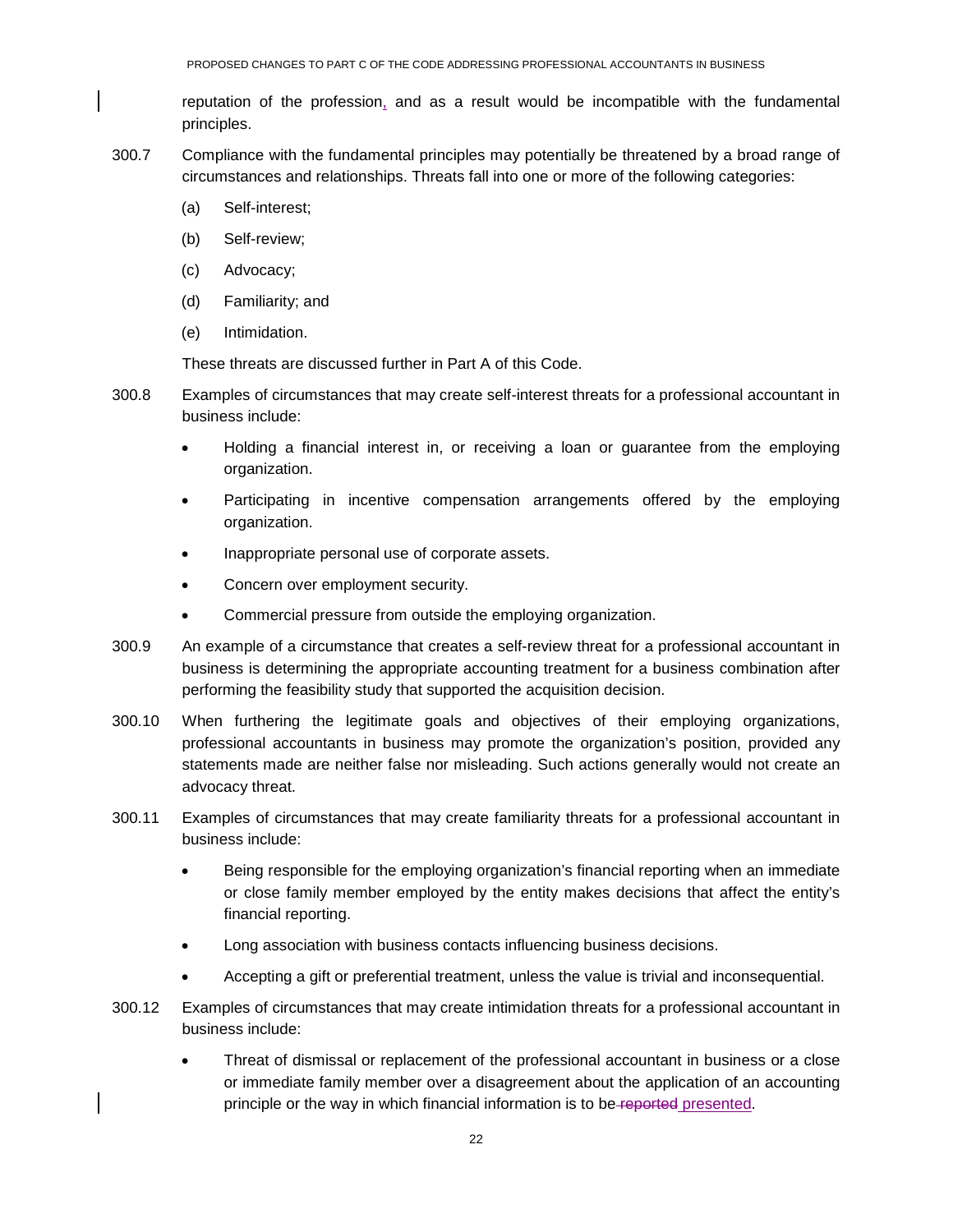reputation of the profession, and as a result would be incompatible with the fundamental principles.

300.7 Compliance with the fundamental principles may potentially be threatened by a broad range of circumstances and relationships. Threats fall into one or more of the following categories:

(a) Self-interest;

(b) Self-review;

(c) Advocacy;

(d) Familiarity; and

(e) Intimidation.

These threats are discussed further in Part A of this Code.

300.8 Examples of circumstances that may create self-interest threats for a professional accountant in business include:

- Holding a financial interest in, or receiving a loan or guarantee from the employing organization.
- Participating in incentive compensation arrangements offered by the employing organization.
- Inappropriate personal use of corporate assets.
- Concern over employment security.
- Commercial pressure from outside the employing organization.

300.9 An example of a circumstance that creates a self-review threat for a professional accountant in business is determining the appropriate accounting treatment for a business combination after performing the feasibility study that supported the acquisition decision.

300.10 When furthering the legitimate goals and objectives of their employing organizations, professional accountants in business may promote the organization's position, provided any statements made are neither false nor misleading. Such actions generally would not create an advocacy threat.

300.11 Examples of circumstances that may create familiarity threats for a professional accountant in business include:

- Being responsible for the employing organization's financial reporting when an immediate or close family member employed by the entity makes decisions that affect the entity's financial reporting.
- Long association with business contacts influencing business decisions.
- Accepting a gift or preferential treatment, unless the value is trivial and inconsequential.

300.12 Examples of circumstances that may create intimidation threats for a professional accountant in business include:

- Threat of dismissal or replacement of the professional accountant in business or a close or immediate family member over a disagreement about the application of an accounting principle or the way in which financial information is to be ~~reported~~ presented.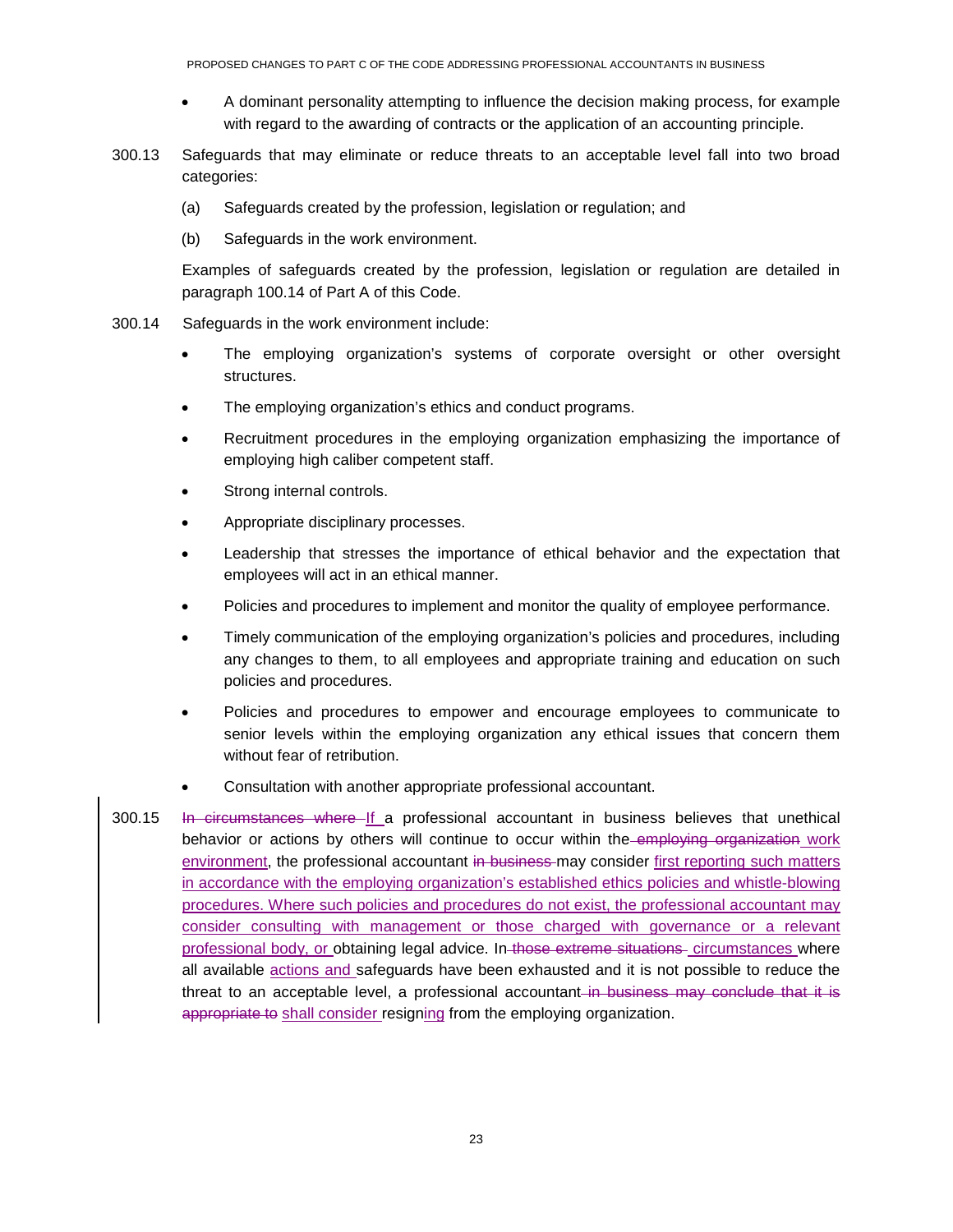- A dominant personality attempting to influence the decision making process, for example with regard to the awarding of contracts or the application of an accounting principle.

300.13 Safeguards that may eliminate or reduce threats to an acceptable level fall into two broad categories:

(a) Safeguards created by the profession, legislation or regulation; and

(b) Safeguards in the work environment.

Examples of safeguards created by the profession, legislation or regulation are detailed in paragraph 100.14 of Part A of this Code.

300.14 Safeguards in the work environment include:

- The employing organization's systems of corporate oversight or other oversight structures.
- The employing organization's ethics and conduct programs.
- Recruitment procedures in the employing organization emphasizing the importance of employing high caliber competent staff.
- Strong internal controls.
- Appropriate disciplinary processes.
- Leadership that stresses the importance of ethical behavior and the expectation that employees will act in an ethical manner.
- Policies and procedures to implement and monitor the quality of employee performance.
- Timely communication of the employing organization's policies and procedures, including any changes to them, to all employees and appropriate training and education on such policies and procedures.
- Policies and procedures to empower and encourage employees to communicate to senior levels within the employing organization any ethical issues that concern them without fear of retribution.
- Consultation with another appropriate professional accountant.

300.15 ~~In circumstances where~~ If a professional accountant in business believes that unethical behavior or actions by others will continue to occur within the ~~employing organization~~ work environment, the professional accountant ~~in business~~ may consider first reporting such matters in accordance with the employing organization's established ethics policies and whistle-blowing procedures. Where such policies and procedures do not exist, the professional accountant may consider consulting with management or those charged with governance or a relevant professional body, or obtaining legal advice. In ~~those extreme situations~~ circumstances where all available actions and safeguards have been exhausted and it is not possible to reduce the threat to an acceptable level, a professional accountant ~~in business may conclude that it is appropriate to~~ shall consider resigning from the employing organization.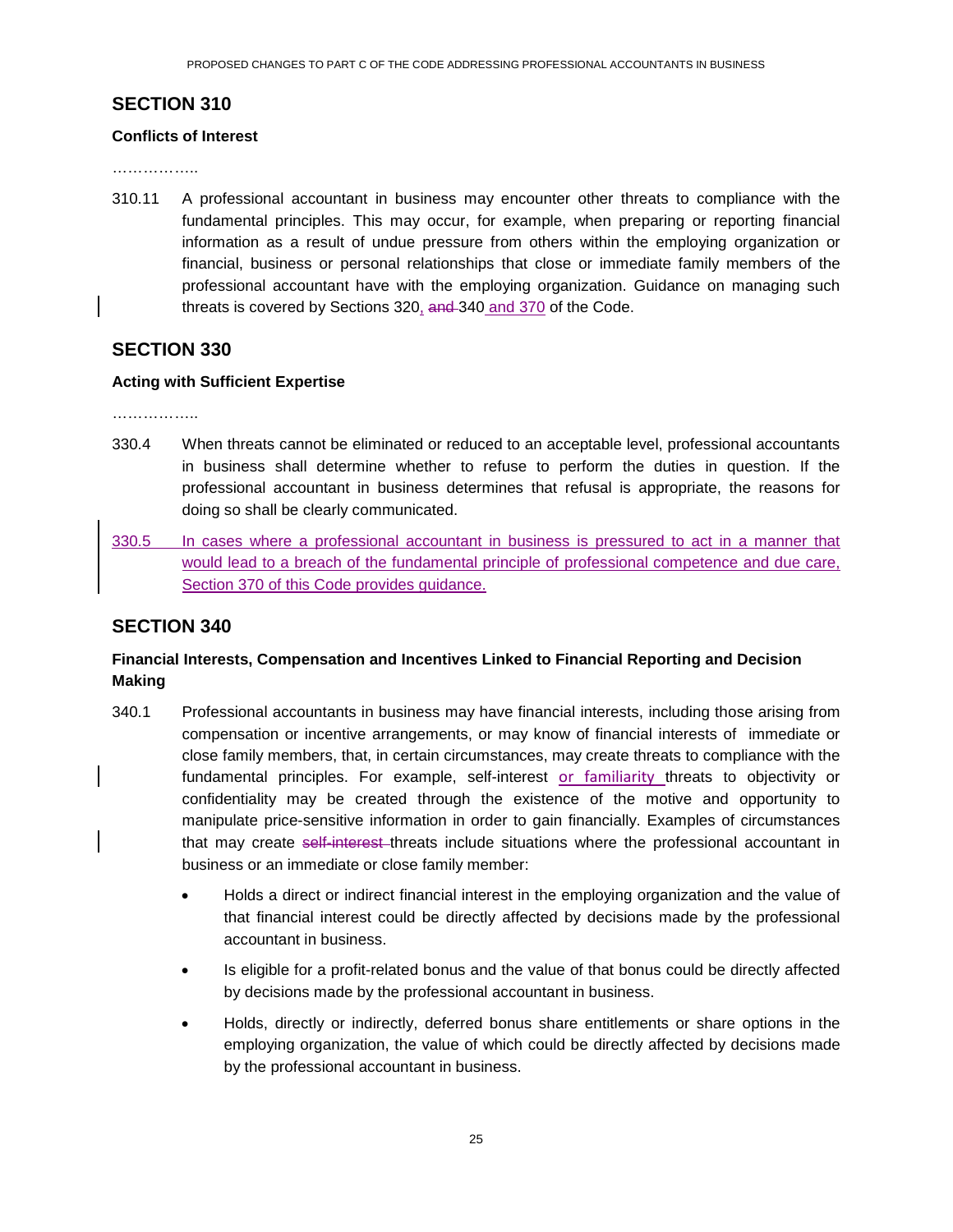## SECTION 310

**Conflicts of Interest**

……………..

310.11 A professional accountant in business may encounter other threats to compliance with the fundamental principles. This may occur, for example, when preparing or reporting financial information as a result of undue pressure from others within the employing organization or financial, business or personal relationships that close or immediate family members of the professional accountant have with the employing organization. Guidance on managing such threats is covered by Sections 320, ~~and~~ 340 and 370 of the Code.

## SECTION 330

**Acting with Sufficient Expertise**

……………..

330.4 When threats cannot be eliminated or reduced to an acceptable level, professional accountants in business shall determine whether to refuse to perform the duties in question. If the professional accountant in business determines that refusal is appropriate, the reasons for doing so shall be clearly communicated.

330.5 In cases where a professional accountant in business is pressured to act in a manner that would lead to a breach of the fundamental principle of professional competence and due care, Section 370 of this Code provides guidance.

## SECTION 340

**Financial Interests, Compensation and Incentives Linked to Financial Reporting and Decision Making**

340.1 Professional accountants in business may have financial interests, including those arising from compensation or incentive arrangements, or may know of financial interests of immediate or close family members, that, in certain circumstances, may create threats to compliance with the fundamental principles. For example, self-interest or familiarity threats to objectivity or confidentiality may be created through the existence of the motive and opportunity to manipulate price-sensitive information in order to gain financially. Examples of circumstances that may create ~~self-interest~~ threats include situations where the professional accountant in business or an immediate or close family member:

- Holds a direct or indirect financial interest in the employing organization and the value of that financial interest could be directly affected by decisions made by the professional accountant in business.
- Is eligible for a profit-related bonus and the value of that bonus could be directly affected by decisions made by the professional accountant in business.
- Holds, directly or indirectly, deferred bonus share entitlements or share options in the employing organization, the value of which could be directly affected by decisions made by the professional accountant in business.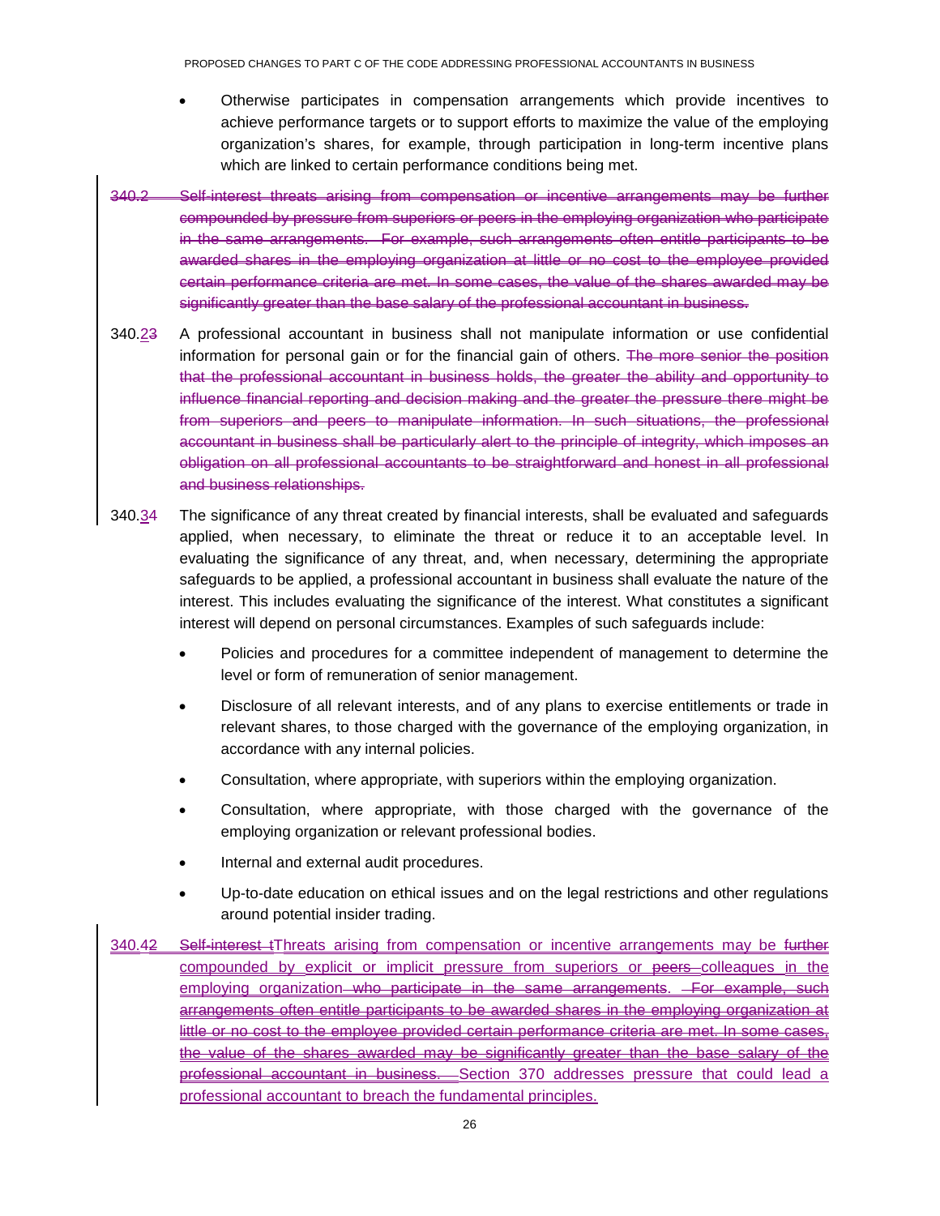- Otherwise participates in compensation arrangements which provide incentives to achieve performance targets or to support efforts to maximize the value of the employing organization's shares, for example, through participation in long-term incentive plans which are linked to certain performance conditions being met.

~~340.2 Self-interest threats arising from compensation or incentive arrangements may be further compounded by pressure from superiors or peers in the employing organization who participate in the same arrangements. For example, such arrangements often entitle participants to be awarded shares in the employing organization at little or no cost to the employee provided certain performance criteria are met. In some cases, the value of the shares awarded may be significantly greater than the base salary of the professional accountant in business.~~

340.2~~3~~ A professional accountant in business shall not manipulate information or use confidential information for personal gain or for the financial gain of others. ~~The more senior the position that the professional accountant in business holds, the greater the ability and opportunity to influence financial reporting and decision making and the greater the pressure there might be from superiors and peers to manipulate information. In such situations, the professional accountant in business shall be particularly alert to the principle of integrity, which imposes an obligation on all professional accountants to be straightforward and honest in all professional and business relationships.~~

340.3~~4~~ The significance of any threat created by financial interests, shall be evaluated and safeguards applied, when necessary, to eliminate the threat or reduce it to an acceptable level. In evaluating the significance of any threat, and, when necessary, determining the appropriate safeguards to be applied, a professional accountant in business shall evaluate the nature of the interest. This includes evaluating the significance of the interest. What constitutes a significant interest will depend on personal circumstances. Examples of such safeguards include:

- Policies and procedures for a committee independent of management to determine the level or form of remuneration of senior management.
- Disclosure of all relevant interests, and of any plans to exercise entitlements or trade in relevant shares, to those charged with the governance of the employing organization, in accordance with any internal policies.
- Consultation, where appropriate, with superiors within the employing organization.
- Consultation, where appropriate, with those charged with the governance of the employing organization or relevant professional bodies.
- Internal and external audit procedures.
- Up-to-date education on ethical issues and on the legal restrictions and other regulations around potential insider trading.

340.4~~2~~ ~~Self-interest t~~Threats arising from compensation or incentive arrangements may be ~~further~~ compounded by explicit or implicit pressure from superiors or ~~peers~~ colleagues in the employing organization ~~who participate in the same arrangements. For example, such arrangements often entitle participants to be awarded shares in the employing organization at little or no cost to the employee provided certain performance criteria are met. In some cases, the value of the shares awarded may be significantly greater than the base salary of the professional accountant in business.~~ Section 370 addresses pressure that could lead a professional accountant to breach the fundamental principles.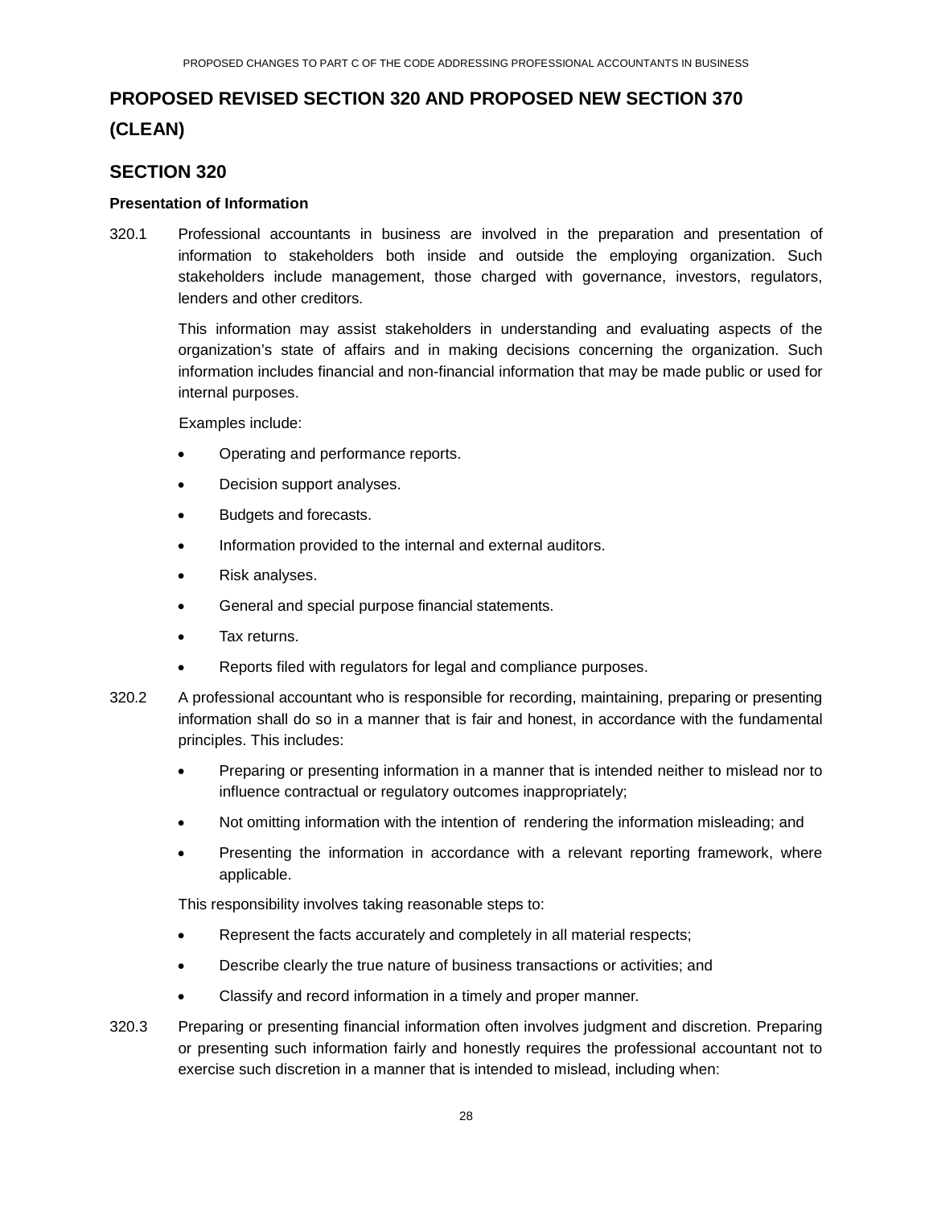# PROPOSED REVISED SECTION 320 AND PROPOSED NEW SECTION 370 (CLEAN)

## SECTION 320

**Presentation of Information**

320.1 Professional accountants in business are involved in the preparation and presentation of information to stakeholders both inside and outside the employing organization. Such stakeholders include management, those charged with governance, investors, regulators, lenders and other creditors.

This information may assist stakeholders in understanding and evaluating aspects of the organization's state of affairs and in making decisions concerning the organization. Such information includes financial and non-financial information that may be made public or used for internal purposes.

Examples include:

- Operating and performance reports.
- Decision support analyses.
- Budgets and forecasts.
- Information provided to the internal and external auditors.
- Risk analyses.
- General and special purpose financial statements.
- Tax returns.
- Reports filed with regulators for legal and compliance purposes.

320.2 A professional accountant who is responsible for recording, maintaining, preparing or presenting information shall do so in a manner that is fair and honest, in accordance with the fundamental principles. This includes:

- Preparing or presenting information in a manner that is intended neither to mislead nor to influence contractual or regulatory outcomes inappropriately;
- Not omitting information with the intention of rendering the information misleading; and
- Presenting the information in accordance with a relevant reporting framework, where applicable.

This responsibility involves taking reasonable steps to:

- Represent the facts accurately and completely in all material respects;
- Describe clearly the true nature of business transactions or activities; and
- Classify and record information in a timely and proper manner.

320.3 Preparing or presenting financial information often involves judgment and discretion. Preparing or presenting such information fairly and honestly requires the professional accountant not to exercise such discretion in a manner that is intended to mislead, including when: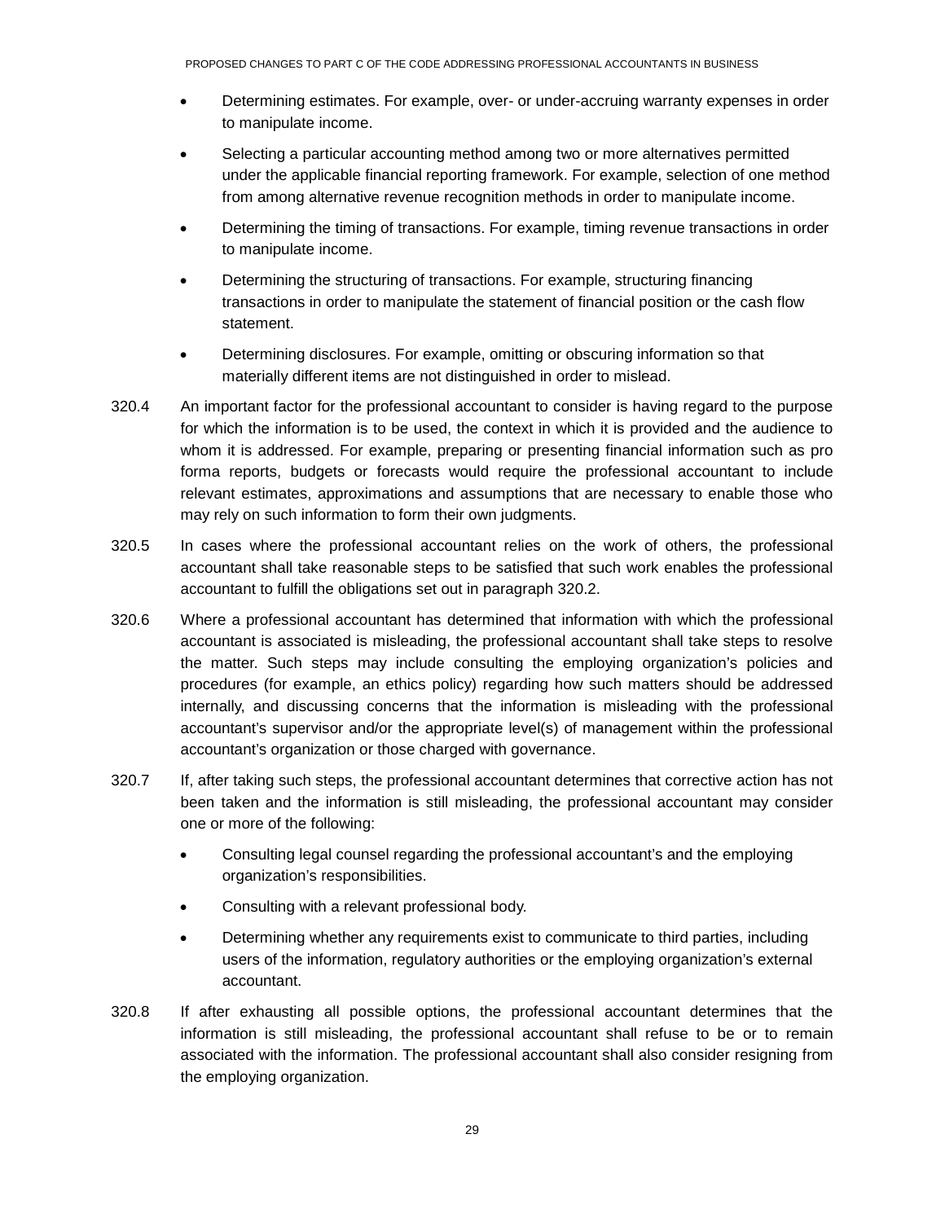- Determining estimates. For example, over- or under-accruing warranty expenses in order to manipulate income.
- Selecting a particular accounting method among two or more alternatives permitted under the applicable financial reporting framework. For example, selection of one method from among alternative revenue recognition methods in order to manipulate income.
- Determining the timing of transactions. For example, timing revenue transactions in order to manipulate income.
- Determining the structuring of transactions. For example, structuring financing transactions in order to manipulate the statement of financial position or the cash flow statement.
- Determining disclosures. For example, omitting or obscuring information so that materially different items are not distinguished in order to mislead.

320.4 An important factor for the professional accountant to consider is having regard to the purpose for which the information is to be used, the context in which it is provided and the audience to whom it is addressed. For example, preparing or presenting financial information such as pro forma reports, budgets or forecasts would require the professional accountant to include relevant estimates, approximations and assumptions that are necessary to enable those who may rely on such information to form their own judgments.

320.5 In cases where the professional accountant relies on the work of others, the professional accountant shall take reasonable steps to be satisfied that such work enables the professional accountant to fulfill the obligations set out in paragraph 320.2.

320.6 Where a professional accountant has determined that information with which the professional accountant is associated is misleading, the professional accountant shall take steps to resolve the matter. Such steps may include consulting the employing organization's policies and procedures (for example, an ethics policy) regarding how such matters should be addressed internally, and discussing concerns that the information is misleading with the professional accountant's supervisor and/or the appropriate level(s) of management within the professional accountant's organization or those charged with governance.

320.7 If, after taking such steps, the professional accountant determines that corrective action has not been taken and the information is still misleading, the professional accountant may consider one or more of the following:

- Consulting legal counsel regarding the professional accountant's and the employing organization's responsibilities.
- Consulting with a relevant professional body.
- Determining whether any requirements exist to communicate to third parties, including users of the information, regulatory authorities or the employing organization's external accountant.

320.8 If after exhausting all possible options, the professional accountant determines that the information is still misleading, the professional accountant shall refuse to be or to remain associated with the information. The professional accountant shall also consider resigning from the employing organization.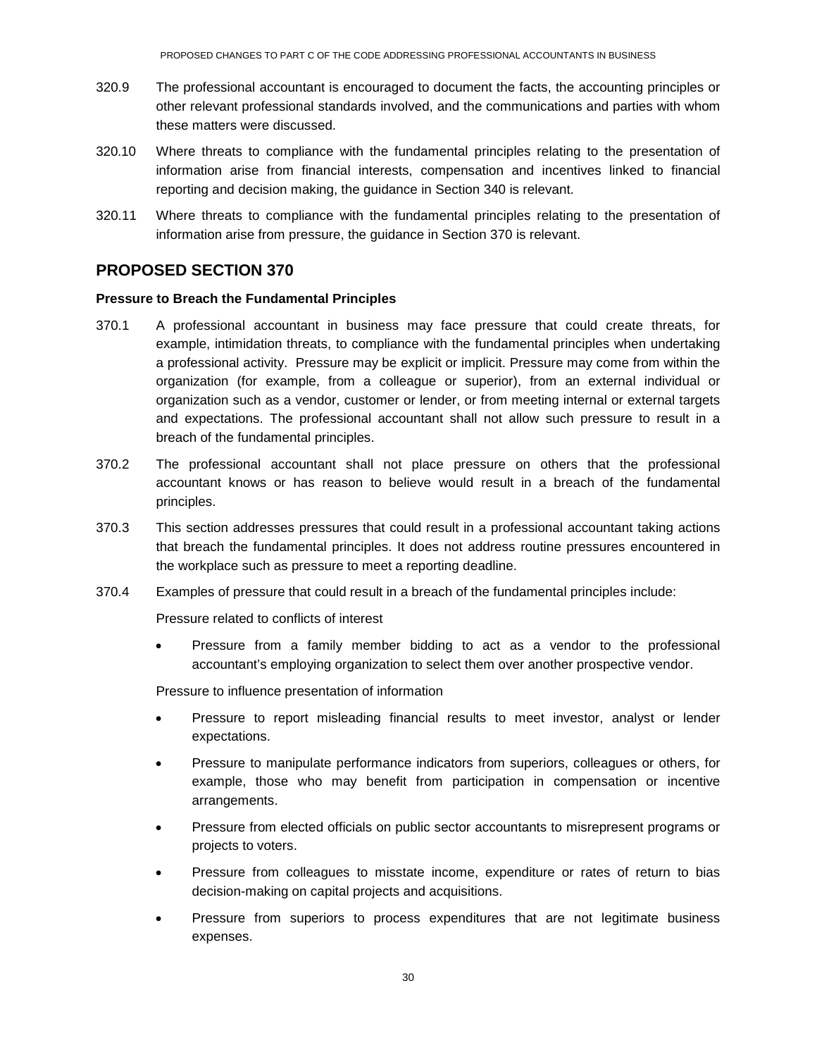320.9 The professional accountant is encouraged to document the facts, the accounting principles or other relevant professional standards involved, and the communications and parties with whom these matters were discussed.

320.10 Where threats to compliance with the fundamental principles relating to the presentation of information arise from financial interests, compensation and incentives linked to financial reporting and decision making, the guidance in Section 340 is relevant.

320.11 Where threats to compliance with the fundamental principles relating to the presentation of information arise from pressure, the guidance in Section 370 is relevant.

## PROPOSED SECTION 370

**Pressure to Breach the Fundamental Principles**

370.1 A professional accountant in business may face pressure that could create threats, for example, intimidation threats, to compliance with the fundamental principles when undertaking a professional activity. Pressure may be explicit or implicit. Pressure may come from within the organization (for example, from a colleague or superior), from an external individual or organization such as a vendor, customer or lender, or from meeting internal or external targets and expectations. The professional accountant shall not allow such pressure to result in a breach of the fundamental principles.

370.2 The professional accountant shall not place pressure on others that the professional accountant knows or has reason to believe would result in a breach of the fundamental principles.

370.3 This section addresses pressures that could result in a professional accountant taking actions that breach the fundamental principles. It does not address routine pressures encountered in the workplace such as pressure to meet a reporting deadline.

370.4 Examples of pressure that could result in a breach of the fundamental principles include:

Pressure related to conflicts of interest

- Pressure from a family member bidding to act as a vendor to the professional accountant's employing organization to select them over another prospective vendor.

Pressure to influence presentation of information

- Pressure to report misleading financial results to meet investor, analyst or lender expectations.
- Pressure to manipulate performance indicators from superiors, colleagues or others, for example, those who may benefit from participation in compensation or incentive arrangements.
- Pressure from elected officials on public sector accountants to misrepresent programs or projects to voters.
- Pressure from colleagues to misstate income, expenditure or rates of return to bias decision-making on capital projects and acquisitions.
- Pressure from superiors to process expenditures that are not legitimate business expenses.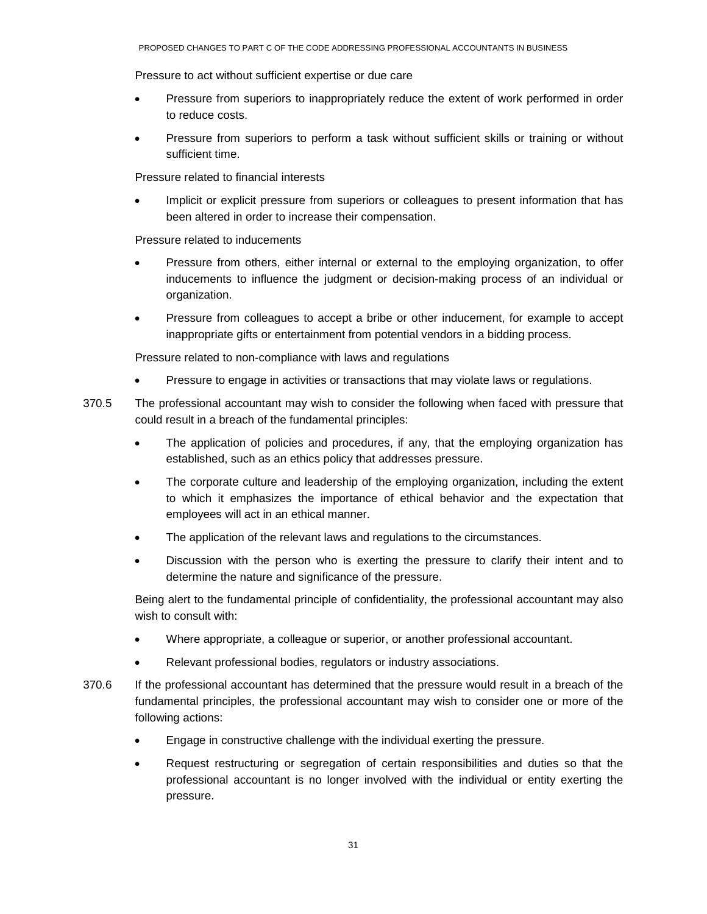Pressure to act without sufficient expertise or due care

- Pressure from superiors to inappropriately reduce the extent of work performed in order to reduce costs.
- Pressure from superiors to perform a task without sufficient skills or training or without sufficient time.

Pressure related to financial interests

- Implicit or explicit pressure from superiors or colleagues to present information that has been altered in order to increase their compensation.

Pressure related to inducements

- Pressure from others, either internal or external to the employing organization, to offer inducements to influence the judgment or decision-making process of an individual or organization.
- Pressure from colleagues to accept a bribe or other inducement, for example to accept inappropriate gifts or entertainment from potential vendors in a bidding process.

Pressure related to non-compliance with laws and regulations

- Pressure to engage in activities or transactions that may violate laws or regulations.

370.5 The professional accountant may wish to consider the following when faced with pressure that could result in a breach of the fundamental principles:

- The application of policies and procedures, if any, that the employing organization has established, such as an ethics policy that addresses pressure.
- The corporate culture and leadership of the employing organization, including the extent to which it emphasizes the importance of ethical behavior and the expectation that employees will act in an ethical manner.
- The application of the relevant laws and regulations to the circumstances.
- Discussion with the person who is exerting the pressure to clarify their intent and to determine the nature and significance of the pressure.

Being alert to the fundamental principle of confidentiality, the professional accountant may also wish to consult with:

- Where appropriate, a colleague or superior, or another professional accountant.
- Relevant professional bodies, regulators or industry associations.

370.6 If the professional accountant has determined that the pressure would result in a breach of the fundamental principles, the professional accountant may wish to consider one or more of the following actions:

- Engage in constructive challenge with the individual exerting the pressure.
- Request restructuring or segregation of certain responsibilities and duties so that the professional accountant is no longer involved with the individual or entity exerting the pressure.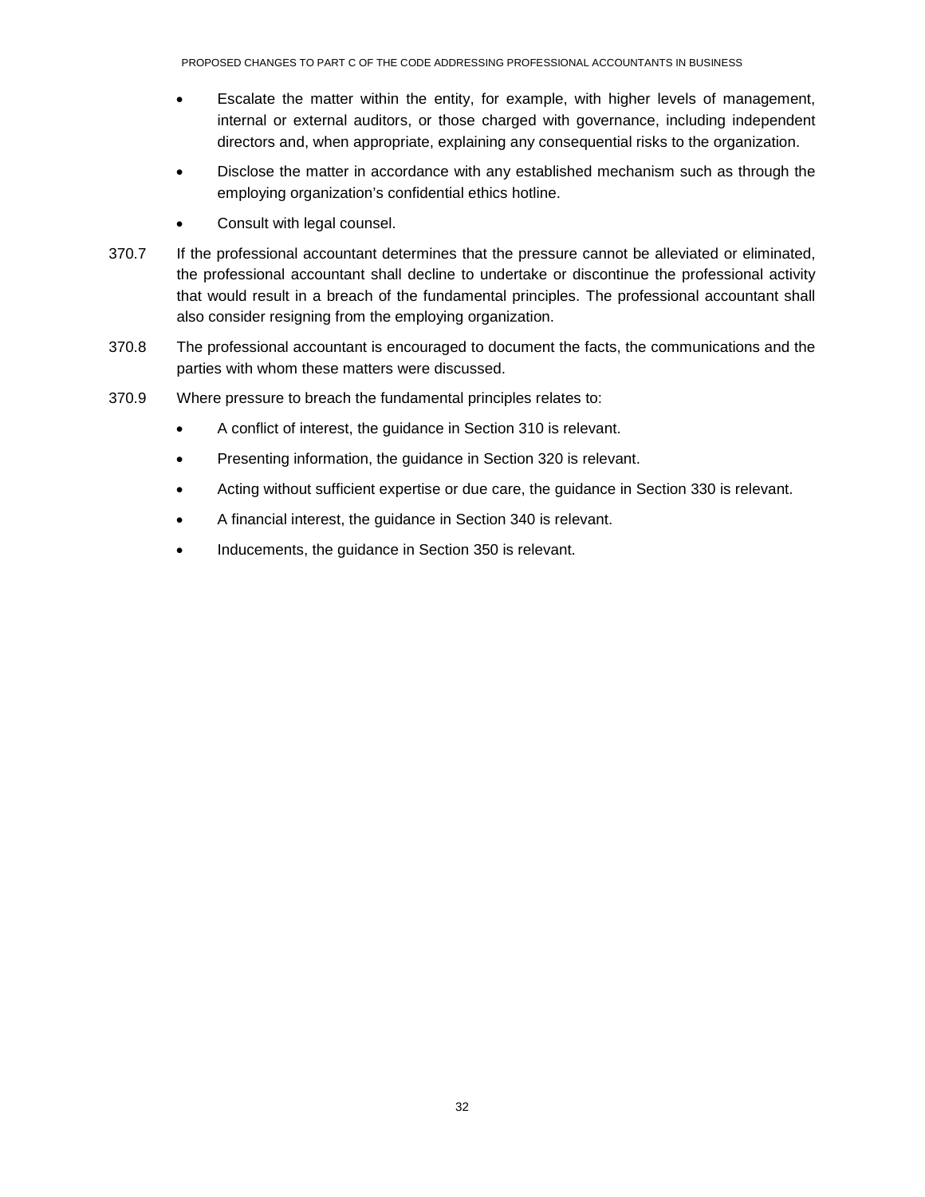- Escalate the matter within the entity, for example, with higher levels of management, internal or external auditors, or those charged with governance, including independent directors and, when appropriate, explaining any consequential risks to the organization.
- Disclose the matter in accordance with any established mechanism such as through the employing organization's confidential ethics hotline.
- Consult with legal counsel.

370.7 If the professional accountant determines that the pressure cannot be alleviated or eliminated, the professional accountant shall decline to undertake or discontinue the professional activity that would result in a breach of the fundamental principles. The professional accountant shall also consider resigning from the employing organization.

370.8 The professional accountant is encouraged to document the facts, the communications and the parties with whom these matters were discussed.

370.9 Where pressure to breach the fundamental principles relates to:

- A conflict of interest, the guidance in Section 310 is relevant.
- Presenting information, the guidance in Section 320 is relevant.
- Acting without sufficient expertise or due care, the guidance in Section 330 is relevant.
- A financial interest, the guidance in Section 340 is relevant.
- Inducements, the guidance in Section 350 is relevant.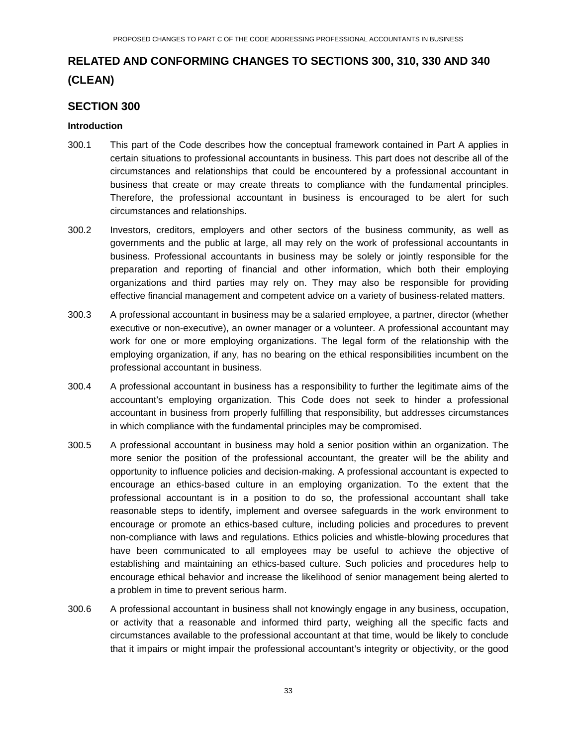## RELATED AND CONFORMING CHANGES TO SECTIONS 300, 310, 330 AND 340 (CLEAN)

## SECTION 300

**Introduction**

300.1 This part of the Code describes how the conceptual framework contained in Part A applies in certain situations to professional accountants in business. This part does not describe all of the circumstances and relationships that could be encountered by a professional accountant in business that create or may create threats to compliance with the fundamental principles. Therefore, the professional accountant in business is encouraged to be alert for such circumstances and relationships.

300.2 Investors, creditors, employers and other sectors of the business community, as well as governments and the public at large, all may rely on the work of professional accountants in business. Professional accountants in business may be solely or jointly responsible for the preparation and reporting of financial and other information, which both their employing organizations and third parties may rely on. They may also be responsible for providing effective financial management and competent advice on a variety of business-related matters.

300.3 A professional accountant in business may be a salaried employee, a partner, director (whether executive or non-executive), an owner manager or a volunteer. A professional accountant may work for one or more employing organizations. The legal form of the relationship with the employing organization, if any, has no bearing on the ethical responsibilities incumbent on the professional accountant in business.

300.4 A professional accountant in business has a responsibility to further the legitimate aims of the accountant's employing organization. This Code does not seek to hinder a professional accountant in business from properly fulfilling that responsibility, but addresses circumstances in which compliance with the fundamental principles may be compromised.

300.5 A professional accountant in business may hold a senior position within an organization. The more senior the position of the professional accountant, the greater will be the ability and opportunity to influence policies and decision-making. A professional accountant is expected to encourage an ethics-based culture in an employing organization. To the extent that the professional accountant is in a position to do so, the professional accountant shall take reasonable steps to identify, implement and oversee safeguards in the work environment to encourage or promote an ethics-based culture, including policies and procedures to prevent non-compliance with laws and regulations. Ethics policies and whistle-blowing procedures that have been communicated to all employees may be useful to achieve the objective of establishing and maintaining an ethics-based culture. Such policies and procedures help to encourage ethical behavior and increase the likelihood of senior management being alerted to a problem in time to prevent serious harm.

300.6 A professional accountant in business shall not knowingly engage in any business, occupation, or activity that a reasonable and informed third party, weighing all the specific facts and circumstances available to the professional accountant at that time, would be likely to conclude that it impairs or might impair the professional accountant's integrity or objectivity, or the good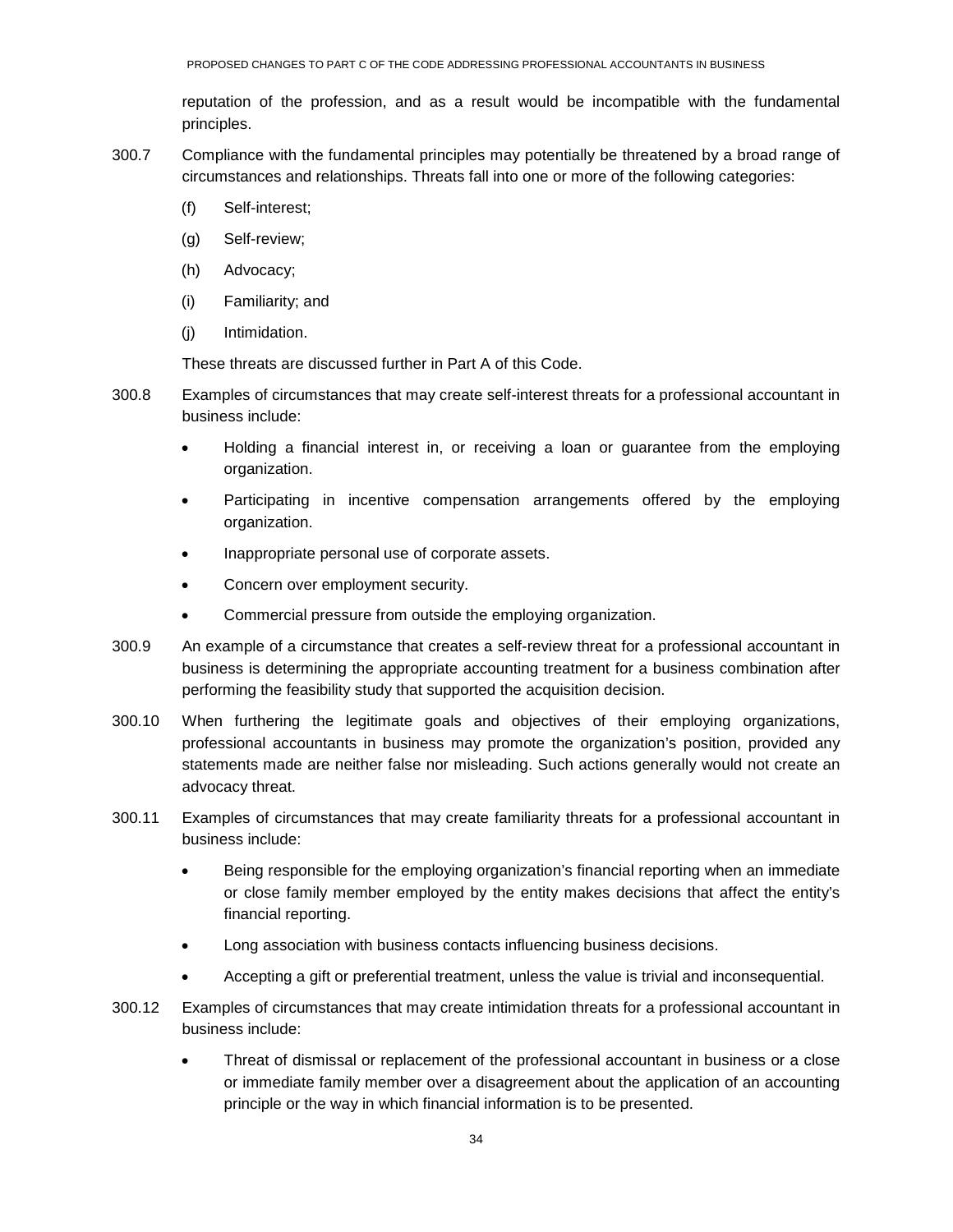reputation of the profession, and as a result would be incompatible with the fundamental principles.

300.7 Compliance with the fundamental principles may potentially be threatened by a broad range of circumstances and relationships. Threats fall into one or more of the following categories:

(f) Self-interest;

(g) Self-review;

(h) Advocacy;

(i) Familiarity; and

(j) Intimidation.

These threats are discussed further in Part A of this Code.

300.8 Examples of circumstances that may create self-interest threats for a professional accountant in business include:

- Holding a financial interest in, or receiving a loan or guarantee from the employing organization.
- Participating in incentive compensation arrangements offered by the employing organization.
- Inappropriate personal use of corporate assets.
- Concern over employment security.
- Commercial pressure from outside the employing organization.

300.9 An example of a circumstance that creates a self-review threat for a professional accountant in business is determining the appropriate accounting treatment for a business combination after performing the feasibility study that supported the acquisition decision.

300.10 When furthering the legitimate goals and objectives of their employing organizations, professional accountants in business may promote the organization's position, provided any statements made are neither false nor misleading. Such actions generally would not create an advocacy threat.

300.11 Examples of circumstances that may create familiarity threats for a professional accountant in business include:

- Being responsible for the employing organization's financial reporting when an immediate or close family member employed by the entity makes decisions that affect the entity's financial reporting.
- Long association with business contacts influencing business decisions.
- Accepting a gift or preferential treatment, unless the value is trivial and inconsequential.

300.12 Examples of circumstances that may create intimidation threats for a professional accountant in business include:

- Threat of dismissal or replacement of the professional accountant in business or a close or immediate family member over a disagreement about the application of an accounting principle or the way in which financial information is to be presented.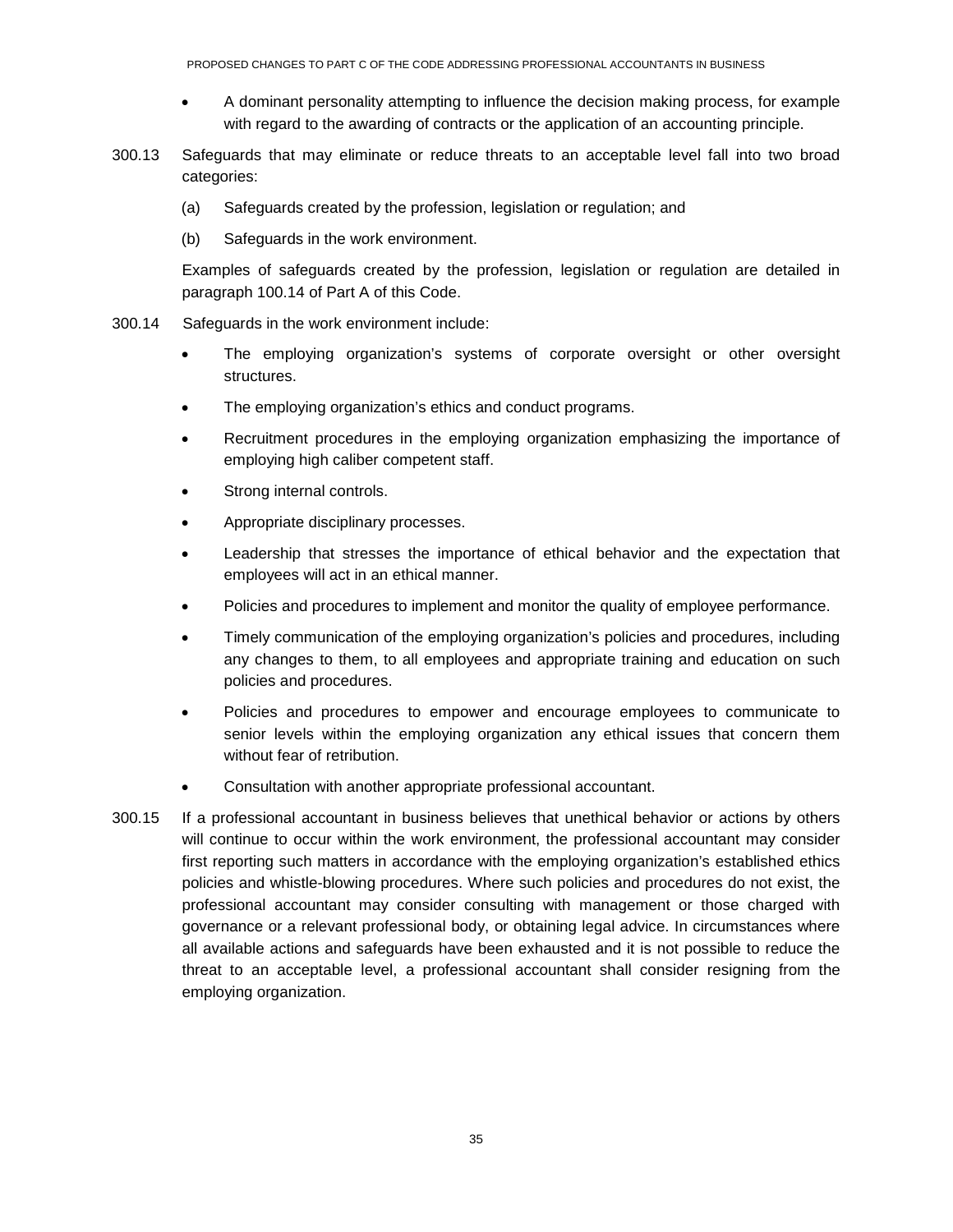- A dominant personality attempting to influence the decision making process, for example with regard to the awarding of contracts or the application of an accounting principle.

300.13 Safeguards that may eliminate or reduce threats to an acceptable level fall into two broad categories:

(a) Safeguards created by the profession, legislation or regulation; and

(b) Safeguards in the work environment.

Examples of safeguards created by the profession, legislation or regulation are detailed in paragraph 100.14 of Part A of this Code.

300.14 Safeguards in the work environment include:

- The employing organization's systems of corporate oversight or other oversight structures.
- The employing organization's ethics and conduct programs.
- Recruitment procedures in the employing organization emphasizing the importance of employing high caliber competent staff.
- Strong internal controls.
- Appropriate disciplinary processes.
- Leadership that stresses the importance of ethical behavior and the expectation that employees will act in an ethical manner.
- Policies and procedures to implement and monitor the quality of employee performance.
- Timely communication of the employing organization's policies and procedures, including any changes to them, to all employees and appropriate training and education on such policies and procedures.
- Policies and procedures to empower and encourage employees to communicate to senior levels within the employing organization any ethical issues that concern them without fear of retribution.
- Consultation with another appropriate professional accountant.

300.15 If a professional accountant in business believes that unethical behavior or actions by others will continue to occur within the work environment, the professional accountant may consider first reporting such matters in accordance with the employing organization's established ethics policies and whistle-blowing procedures. Where such policies and procedures do not exist, the professional accountant may consider consulting with management or those charged with governance or a relevant professional body, or obtaining legal advice. In circumstances where all available actions and safeguards have been exhausted and it is not possible to reduce the threat to an acceptable level, a professional accountant shall consider resigning from the employing organization.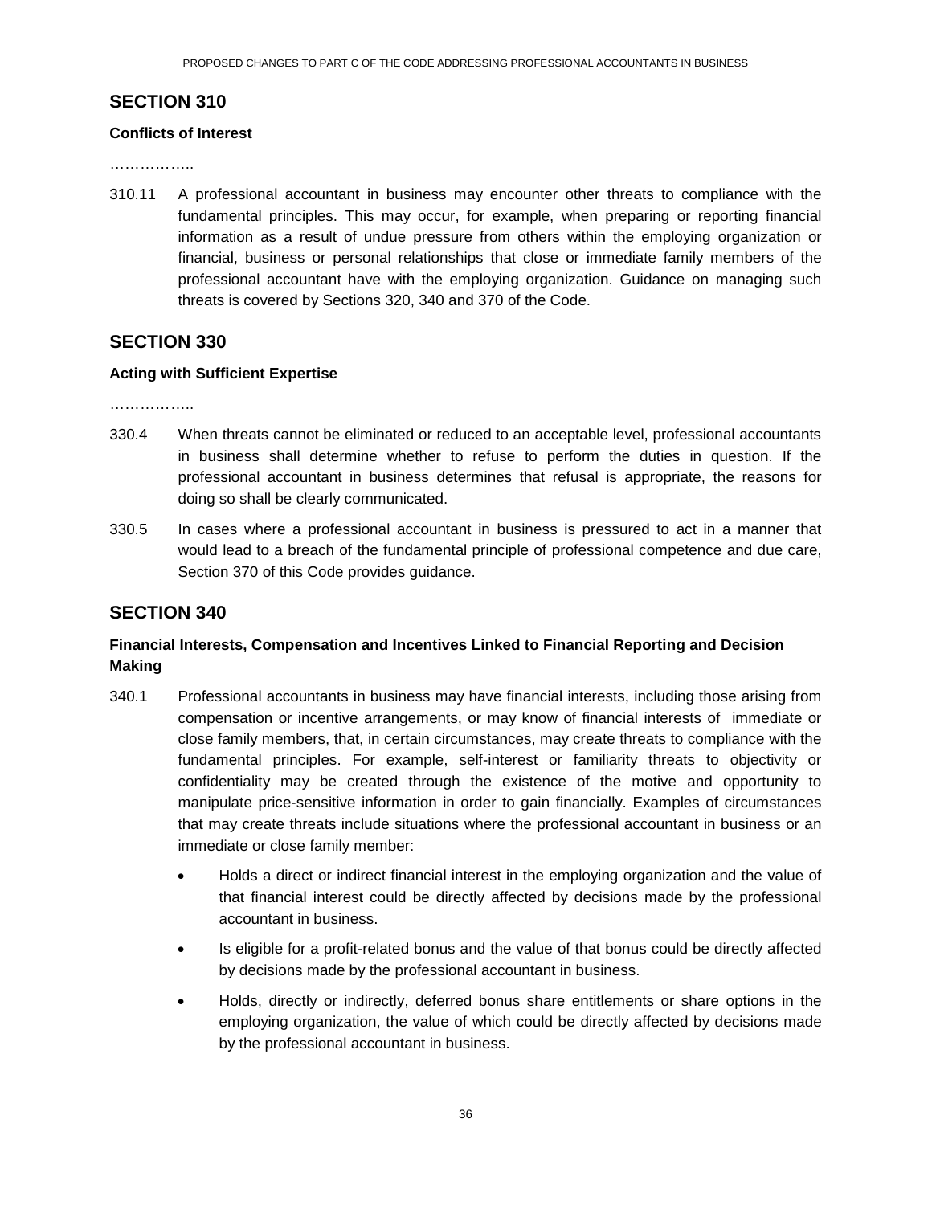## SECTION 310

**Conflicts of Interest**

……………..

310.11 A professional accountant in business may encounter other threats to compliance with the fundamental principles. This may occur, for example, when preparing or reporting financial information as a result of undue pressure from others within the employing organization or financial, business or personal relationships that close or immediate family members of the professional accountant have with the employing organization. Guidance on managing such threats is covered by Sections 320, 340 and 370 of the Code.

## SECTION 330

**Acting with Sufficient Expertise**

……………..

330.4 When threats cannot be eliminated or reduced to an acceptable level, professional accountants in business shall determine whether to refuse to perform the duties in question. If the professional accountant in business determines that refusal is appropriate, the reasons for doing so shall be clearly communicated.

330.5 In cases where a professional accountant in business is pressured to act in a manner that would lead to a breach of the fundamental principle of professional competence and due care, Section 370 of this Code provides guidance.

## SECTION 340

**Financial Interests, Compensation and Incentives Linked to Financial Reporting and Decision Making**

340.1 Professional accountants in business may have financial interests, including those arising from compensation or incentive arrangements, or may know of financial interests of immediate or close family members, that, in certain circumstances, may create threats to compliance with the fundamental principles. For example, self-interest or familiarity threats to objectivity or confidentiality may be created through the existence of the motive and opportunity to manipulate price-sensitive information in order to gain financially. Examples of circumstances that may create threats include situations where the professional accountant in business or an immediate or close family member:

- Holds a direct or indirect financial interest in the employing organization and the value of that financial interest could be directly affected by decisions made by the professional accountant in business.
- Is eligible for a profit-related bonus and the value of that bonus could be directly affected by decisions made by the professional accountant in business.
- Holds, directly or indirectly, deferred bonus share entitlements or share options in the employing organization, the value of which could be directly affected by decisions made by the professional accountant in business.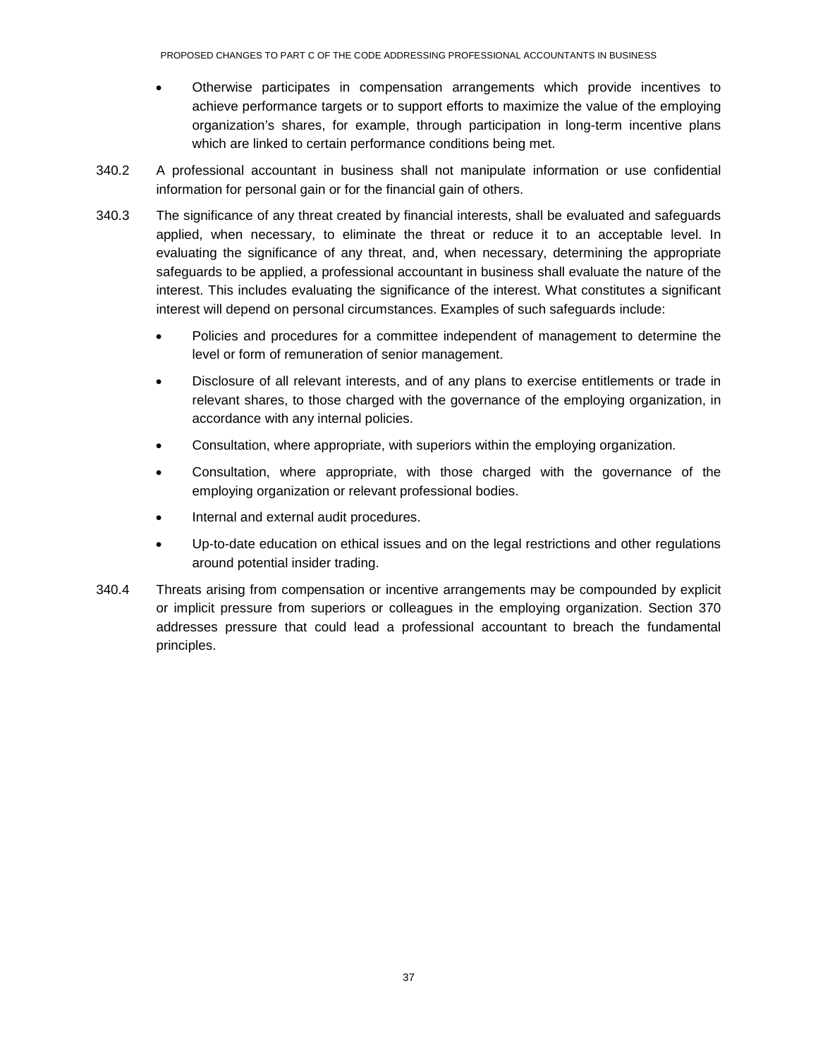- Otherwise participates in compensation arrangements which provide incentives to achieve performance targets or to support efforts to maximize the value of the employing organization's shares, for example, through participation in long-term incentive plans which are linked to certain performance conditions being met.

340.2 A professional accountant in business shall not manipulate information or use confidential information for personal gain or for the financial gain of others.

340.3 The significance of any threat created by financial interests, shall be evaluated and safeguards applied, when necessary, to eliminate the threat or reduce it to an acceptable level. In evaluating the significance of any threat, and, when necessary, determining the appropriate safeguards to be applied, a professional accountant in business shall evaluate the nature of the interest. This includes evaluating the significance of the interest. What constitutes a significant interest will depend on personal circumstances. Examples of such safeguards include:

- Policies and procedures for a committee independent of management to determine the level or form of remuneration of senior management.
- Disclosure of all relevant interests, and of any plans to exercise entitlements or trade in relevant shares, to those charged with the governance of the employing organization, in accordance with any internal policies.
- Consultation, where appropriate, with superiors within the employing organization.
- Consultation, where appropriate, with those charged with the governance of the employing organization or relevant professional bodies.
- Internal and external audit procedures.
- Up-to-date education on ethical issues and on the legal restrictions and other regulations around potential insider trading.

340.4 Threats arising from compensation or incentive arrangements may be compounded by explicit or implicit pressure from superiors or colleagues in the employing organization. Section 370 addresses pressure that could lead a professional accountant to breach the fundamental principles.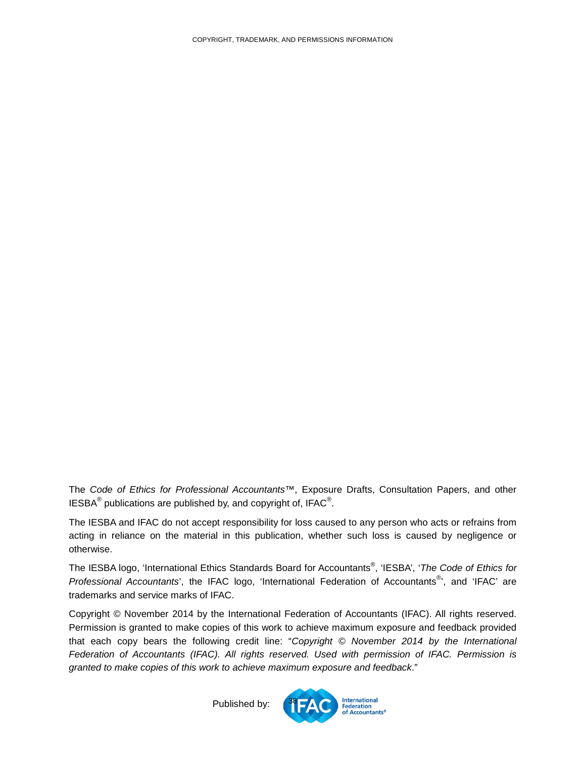The *Code of Ethics for Professional Accountants*™, Exposure Drafts, Consultation Papers, and other IESBA® publications are published by, and copyright of, IFAC®.

The IESBA and IFAC do not accept responsibility for loss caused to any person who acts or refrains from acting in reliance on the material in this publication, whether such loss is caused by negligence or otherwise.

The IESBA logo, 'International Ethics Standards Board for Accountants®, 'IESBA', '*The Code of Ethics for Professional Accountants*', the IFAC logo, 'International Federation of Accountants®', and 'IFAC' are trademarks and service marks of IFAC.

Copyright © November 2014 by the International Federation of Accountants (IFAC). All rights reserved. Permission is granted to make copies of this work to achieve maximum exposure and feedback provided that each copy bears the following credit line: "*Copyright © November 2014 by the International Federation of Accountants (IFAC). All rights reserved. Used with permission of IFAC. Permission is granted to make copies of this work to achieve maximum exposure and feedback*."

Published by: IFAC International Federation of Accountants®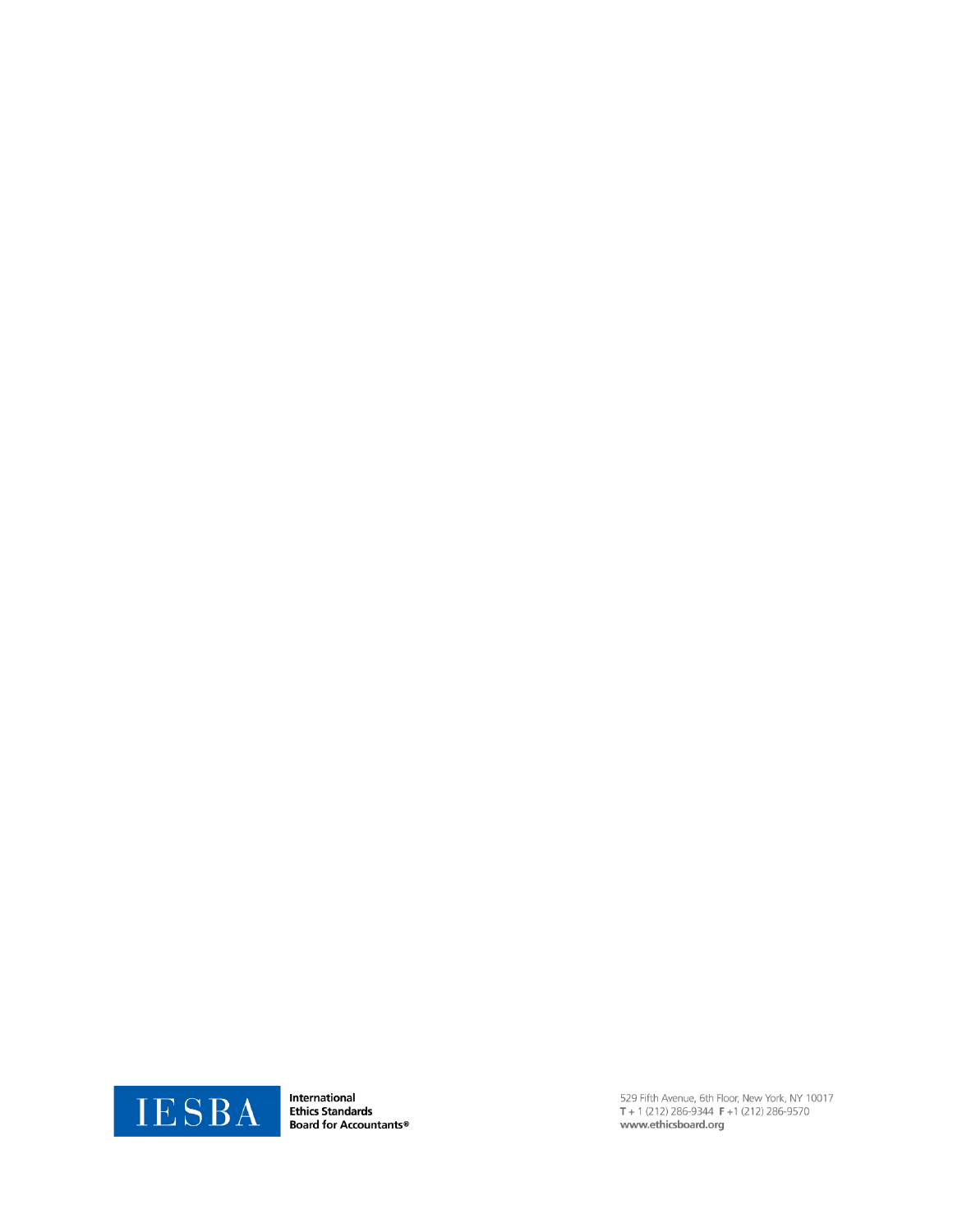IESBA

International
Ethics Standards
Board for Accountants®

529 Fifth Avenue, 6th Floor, New York, NY 10017
T + 1 (212) 286-9344 F +1 (212) 286-9570
www.ethicsboard.org